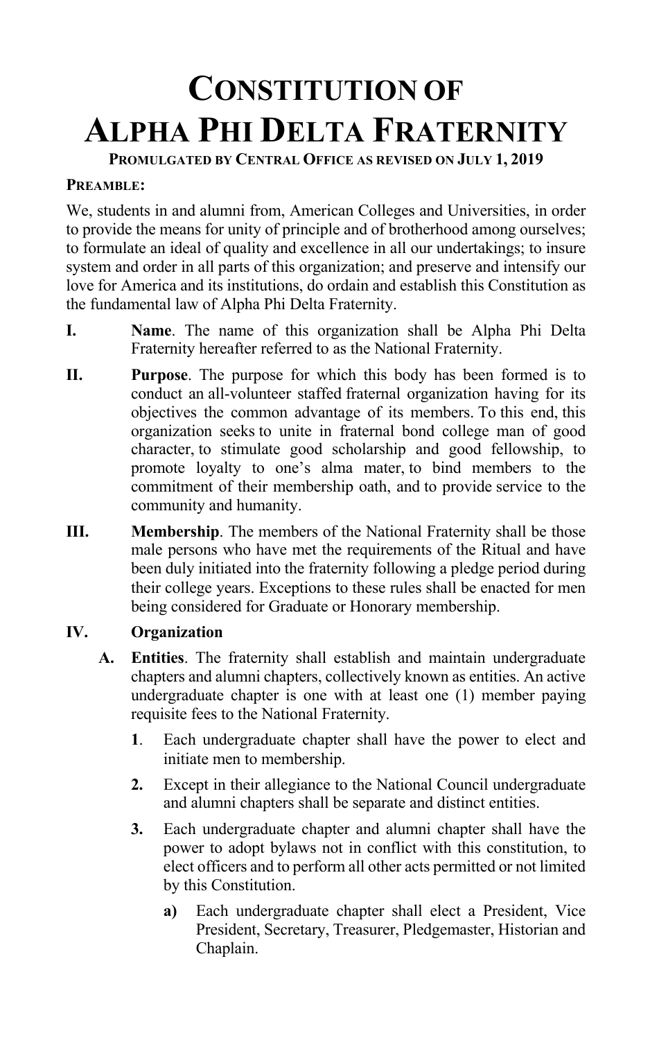# Constitution of Alpha Phi Delta Fraternity

**Promulgated by Central Office as revised on July 1, 2019**

**Preamble:**

We, students in and alumni from, American Colleges and Universities, in order to provide the means for unity of principle and of brotherhood among ourselves; to formulate an ideal of quality and excellence in all our undertakings; to insure system and order in all parts of this organization; and preserve and intensify our love for America and its institutions, do ordain and establish this Constitution as the fundamental law of Alpha Phi Delta Fraternity.

**I.** **Name**. The name of this organization shall be Alpha Phi Delta Fraternity hereafter referred to as the National Fraternity.

**II.** **Purpose**. The purpose for which this body has been formed is to conduct an all-volunteer staffed fraternal organization having for its objectives the common advantage of its members. To this end, this organization seeks to unite in fraternal bond college man of good character, to stimulate good scholarship and good fellowship, to promote loyalty to one's alma mater, to bind members to the commitment of their membership oath, and to provide service to the community and humanity.

**III.** **Membership**. The members of the National Fraternity shall be those male persons who have met the requirements of the Ritual and have been duly initiated into the fraternity following a pledge period during their college years. Exceptions to these rules shall be enacted for men being considered for Graduate or Honorary membership.

**IV.** **Organization**

**A.** **Entities**. The fraternity shall establish and maintain undergraduate chapters and alumni chapters, collectively known as entities. An active undergraduate chapter is one with at least one (1) member paying requisite fees to the National Fraternity.

**1**. Each undergraduate chapter shall have the power to elect and initiate men to membership.

**2.** Except in their allegiance to the National Council undergraduate and alumni chapters shall be separate and distinct entities.

**3.** Each undergraduate chapter and alumni chapter shall have the power to adopt bylaws not in conflict with this constitution, to elect officers and to perform all other acts permitted or not limited by this Constitution.

**a)** Each undergraduate chapter shall elect a President, Vice President, Secretary, Treasurer, Pledgemaster, Historian and Chaplain.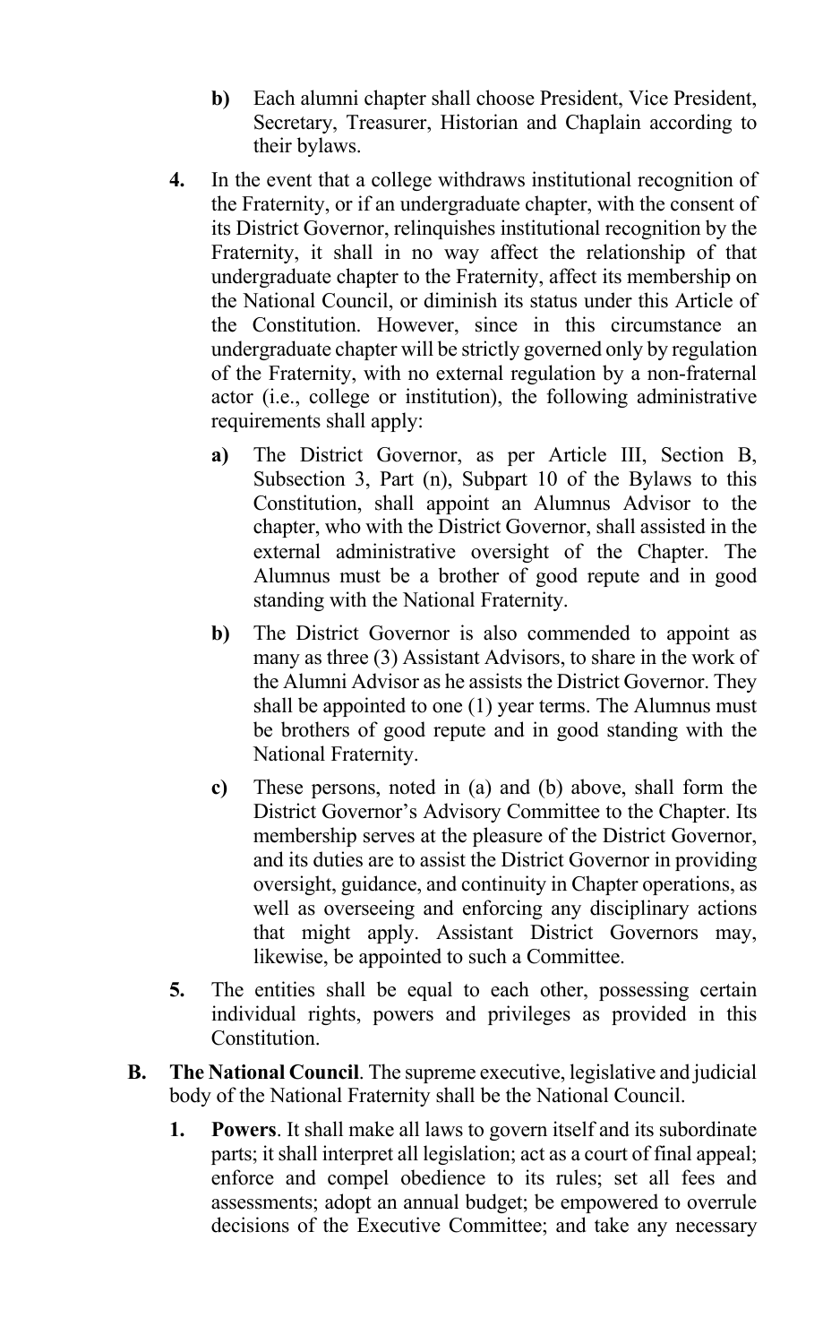- **b)** Each alumni chapter shall choose President, Vice President, Secretary, Treasurer, Historian and Chaplain according to their bylaws.

4. In the event that a college withdraws institutional recognition of the Fraternity, or if an undergraduate chapter, with the consent of its District Governor, relinquishes institutional recognition by the Fraternity, it shall in no way affect the relationship of that undergraduate chapter to the Fraternity, affect its membership on the National Council, or diminish its status under this Article of the Constitution. However, since in this circumstance an undergraduate chapter will be strictly governed only by regulation of the Fraternity, with no external regulation by a non-fraternal actor (i.e., college or institution), the following administrative requirements shall apply:

   - **a)** The District Governor, as per Article III, Section B, Subsection 3, Part (n), Subpart 10 of the Bylaws to this Constitution, shall appoint an Alumnus Advisor to the chapter, who with the District Governor, shall assisted in the external administrative oversight of the Chapter. The Alumnus must be a brother of good repute and in good standing with the National Fraternity.
   - **b)** The District Governor is also commended to appoint as many as three (3) Assistant Advisors, to share in the work of the Alumni Advisor as he assists the District Governor. They shall be appointed to one (1) year terms. The Alumnus must be brothers of good repute and in good standing with the National Fraternity.
   - **c)** These persons, noted in (a) and (b) above, shall form the District Governor's Advisory Committee to the Chapter. Its membership serves at the pleasure of the District Governor, and its duties are to assist the District Governor in providing oversight, guidance, and continuity in Chapter operations, as well as overseeing and enforcing any disciplinary actions that might apply. Assistant District Governors may, likewise, be appointed to such a Committee.

5. The entities shall be equal to each other, possessing certain individual rights, powers and privileges as provided in this Constitution.

**B. The National Council**. The supreme executive, legislative and judicial body of the National Fraternity shall be the National Council.

1. **Powers**. It shall make all laws to govern itself and its subordinate parts; it shall interpret all legislation; act as a court of final appeal; enforce and compel obedience to its rules; set all fees and assessments; adopt an annual budget; be empowered to overrule decisions of the Executive Committee; and take any necessary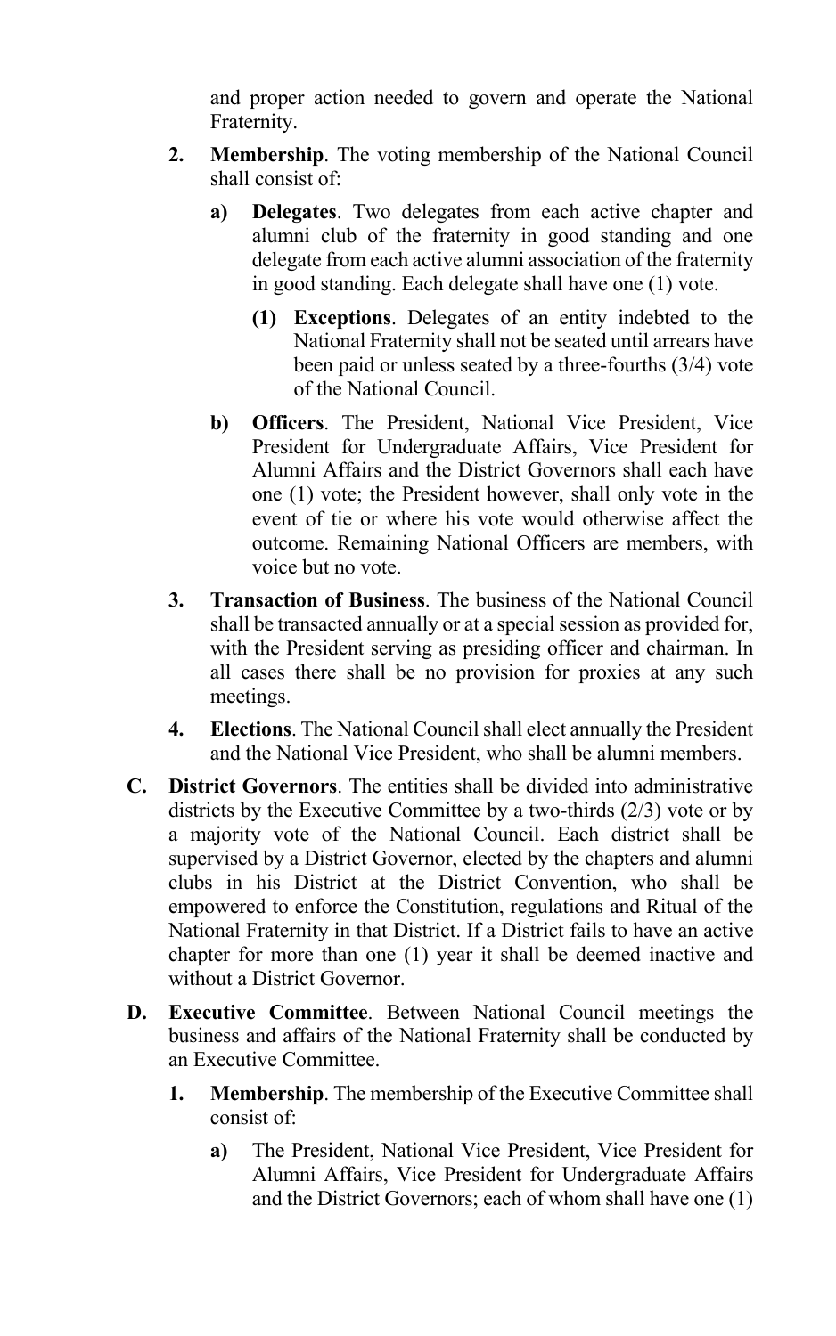and proper action needed to govern and operate the National Fraternity.

2. **Membership**. The voting membership of the National Council shall consist of:

   a) **Delegates**. Two delegates from each active chapter and alumni club of the fraternity in good standing and one delegate from each active alumni association of the fraternity in good standing. Each delegate shall have one (1) vote.

      (1) **Exceptions**. Delegates of an entity indebted to the National Fraternity shall not be seated until arrears have been paid or unless seated by a three-fourths (3/4) vote of the National Council.

   b) **Officers**. The President, National Vice President, Vice President for Undergraduate Affairs, Vice President for Alumni Affairs and the District Governors shall each have one (1) vote; the President however, shall only vote in the event of tie or where his vote would otherwise affect the outcome. Remaining National Officers are members, with voice but no vote.

3. **Transaction of Business**. The business of the National Council shall be transacted annually or at a special session as provided for, with the President serving as presiding officer and chairman. In all cases there shall be no provision for proxies at any such meetings.

4. **Elections**. The National Council shall elect annually the President and the National Vice President, who shall be alumni members.

C. **District Governors**. The entities shall be divided into administrative districts by the Executive Committee by a two-thirds (2/3) vote or by a majority vote of the National Council. Each district shall be supervised by a District Governor, elected by the chapters and alumni clubs in his District at the District Convention, who shall be empowered to enforce the Constitution, regulations and Ritual of the National Fraternity in that District. If a District fails to have an active chapter for more than one (1) year it shall be deemed inactive and without a District Governor.

D. **Executive Committee**. Between National Council meetings the business and affairs of the National Fraternity shall be conducted by an Executive Committee.

1. **Membership**. The membership of the Executive Committee shall consist of:

   a) The President, National Vice President, Vice President for Alumni Affairs, Vice President for Undergraduate Affairs and the District Governors; each of whom shall have one (1)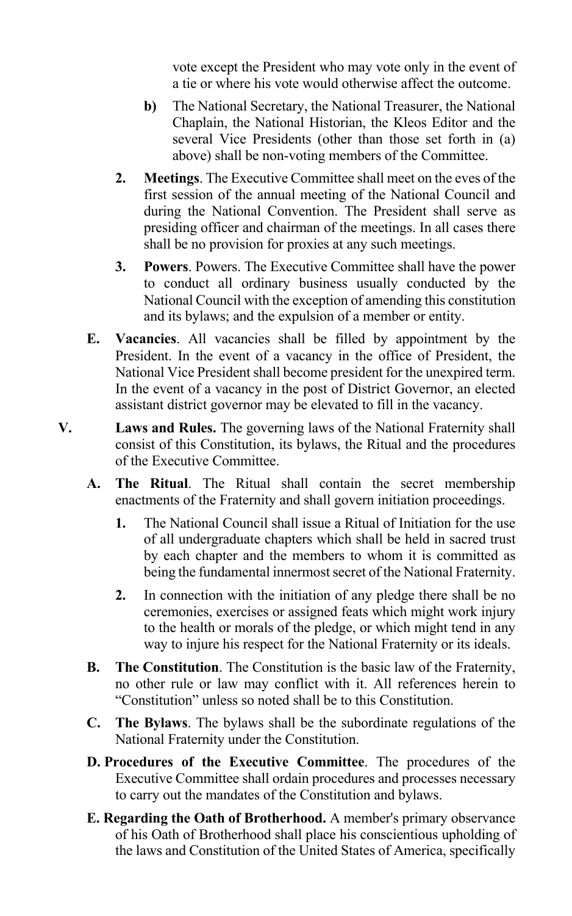vote except the President who may vote only in the event of a tie or where his vote would otherwise affect the outcome.

- **b)** The National Secretary, the National Treasurer, the National Chaplain, the National Historian, the Kleos Editor and the several Vice Presidents (other than those set forth in (a) above) shall be non-voting members of the Committee.

**2. Meetings**. The Executive Committee shall meet on the eves of the first session of the annual meeting of the National Council and during the National Convention. The President shall serve as presiding officer and chairman of the meetings. In all cases there shall be no provision for proxies at any such meetings.

**3. Powers**. Powers. The Executive Committee shall have the power to conduct all ordinary business usually conducted by the National Council with the exception of amending this constitution and its bylaws; and the expulsion of a member or entity.

**E. Vacancies**. All vacancies shall be filled by appointment by the President. In the event of a vacancy in the office of President, the National Vice President shall become president for the unexpired term. In the event of a vacancy in the post of District Governor, an elected assistant district governor may be elevated to fill in the vacancy.

**V. Laws and Rules.** The governing laws of the National Fraternity shall consist of this Constitution, its bylaws, the Ritual and the procedures of the Executive Committee.

**A. The Ritual**. The Ritual shall contain the secret membership enactments of the Fraternity and shall govern initiation proceedings.

**1.** The National Council shall issue a Ritual of Initiation for the use of all undergraduate chapters which shall be held in sacred trust by each chapter and the members to whom it is committed as being the fundamental innermost secret of the National Fraternity.

**2.** In connection with the initiation of any pledge there shall be no ceremonies, exercises or assigned feats which might work injury to the health or morals of the pledge, or which might tend in any way to injure his respect for the National Fraternity or its ideals.

**B. The Constitution**. The Constitution is the basic law of the Fraternity, no other rule or law may conflict with it. All references herein to "Constitution" unless so noted shall be to this Constitution.

**C. The Bylaws**. The bylaws shall be the subordinate regulations of the National Fraternity under the Constitution.

**D. Procedures of the Executive Committee**. The procedures of the Executive Committee shall ordain procedures and processes necessary to carry out the mandates of the Constitution and bylaws.

**E. Regarding the Oath of Brotherhood.** A member's primary observance of his Oath of Brotherhood shall place his conscientious upholding of the laws and Constitution of the United States of America, specifically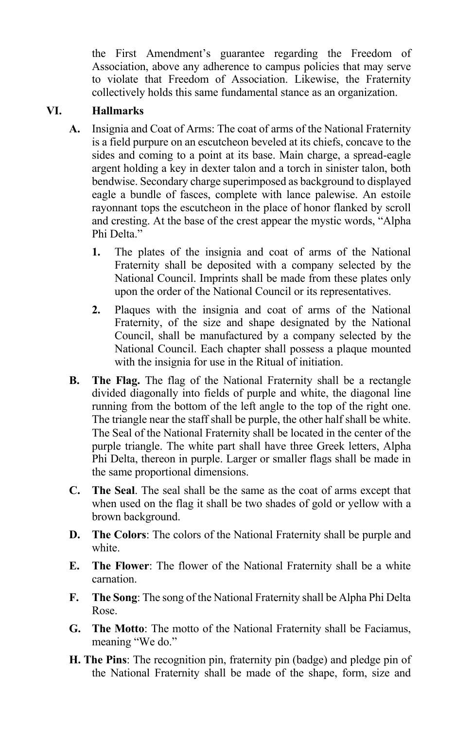the First Amendment's guarantee regarding the Freedom of Association, above any adherence to campus policies that may serve to violate that Freedom of Association. Likewise, the Fraternity collectively holds this same fundamental stance as an organization.

## VI. Hallmarks

**A.** Insignia and Coat of Arms: The coat of arms of the National Fraternity is a field purpure on an escutcheon beveled at its chiefs, concave to the sides and coming to a point at its base. Main charge, a spread-eagle argent holding a key in dexter talon and a torch in sinister talon, both bendwise. Secondary charge superimposed as background to displayed eagle a bundle of fasces, complete with lance palewise. An estoile rayonnant tops the escutcheon in the place of honor flanked by scroll and cresting. At the base of the crest appear the mystic words, "Alpha Phi Delta."

**1.** The plates of the insignia and coat of arms of the National Fraternity shall be deposited with a company selected by the National Council. Imprints shall be made from these plates only upon the order of the National Council or its representatives.

**2.** Plaques with the insignia and coat of arms of the National Fraternity, of the size and shape designated by the National Council, shall be manufactured by a company selected by the National Council. Each chapter shall possess a plaque mounted with the insignia for use in the Ritual of initiation.

**B. The Flag.** The flag of the National Fraternity shall be a rectangle divided diagonally into fields of purple and white, the diagonal line running from the bottom of the left angle to the top of the right one. The triangle near the staff shall be purple, the other half shall be white. The Seal of the National Fraternity shall be located in the center of the purple triangle. The white part shall have three Greek letters, Alpha Phi Delta, thereon in purple. Larger or smaller flags shall be made in the same proportional dimensions.

**C. The Seal**. The seal shall be the same as the coat of arms except that when used on the flag it shall be two shades of gold or yellow with a brown background.

**D. The Colors**: The colors of the National Fraternity shall be purple and white.

**E. The Flower**: The flower of the National Fraternity shall be a white carnation.

**F. The Song**: The song of the National Fraternity shall be Alpha Phi Delta Rose.

**G. The Motto**: The motto of the National Fraternity shall be Faciamus, meaning "We do."

**H. The Pins**: The recognition pin, fraternity pin (badge) and pledge pin of the National Fraternity shall be made of the shape, form, size and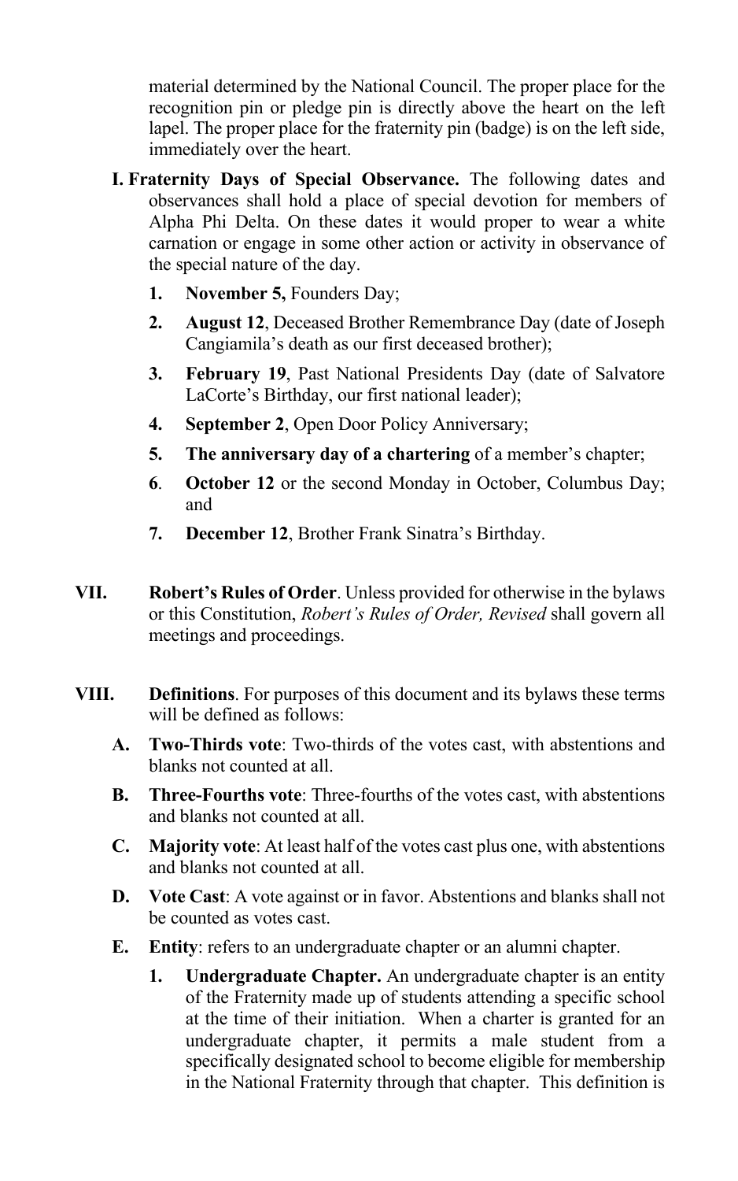material determined by the National Council. The proper place for the recognition pin or pledge pin is directly above the heart on the left lapel. The proper place for the fraternity pin (badge) is on the left side, immediately over the heart.

I. **Fraternity Days of Special Observance.** The following dates and observances shall hold a place of special devotion for members of Alpha Phi Delta. On these dates it would proper to wear a white carnation or engage in some other action or activity in observance of the special nature of the day.

1. **November 5,** Founders Day;
2. **August 12**, Deceased Brother Remembrance Day (date of Joseph Cangiamila's death as our first deceased brother);
3. **February 19**, Past National Presidents Day (date of Salvatore LaCorte's Birthday, our first national leader);
4. **September 2**, Open Door Policy Anniversary;
5. **The anniversary day of a chartering** of a member's chapter;
6. **October 12** or the second Monday in October, Columbus Day; and
7. **December 12**, Brother Frank Sinatra's Birthday.

VII. **Robert's Rules of Order**. Unless provided for otherwise in the bylaws or this Constitution, *Robert's Rules of Order, Revised* shall govern all meetings and proceedings.

VIII. **Definitions**. For purposes of this document and its bylaws these terms will be defined as follows:

A. **Two-Thirds vote**: Two-thirds of the votes cast, with abstentions and blanks not counted at all.

B. **Three-Fourths vote**: Three-fourths of the votes cast, with abstentions and blanks not counted at all.

C. **Majority vote**: At least half of the votes cast plus one, with abstentions and blanks not counted at all.

D. **Vote Cast**: A vote against or in favor. Abstentions and blanks shall not be counted as votes cast.

E. **Entity**: refers to an undergraduate chapter or an alumni chapter.

1. **Undergraduate Chapter.** An undergraduate chapter is an entity of the Fraternity made up of students attending a specific school at the time of their initiation. When a charter is granted for an undergraduate chapter, it permits a male student from a specifically designated school to become eligible for membership in the National Fraternity through that chapter. This definition is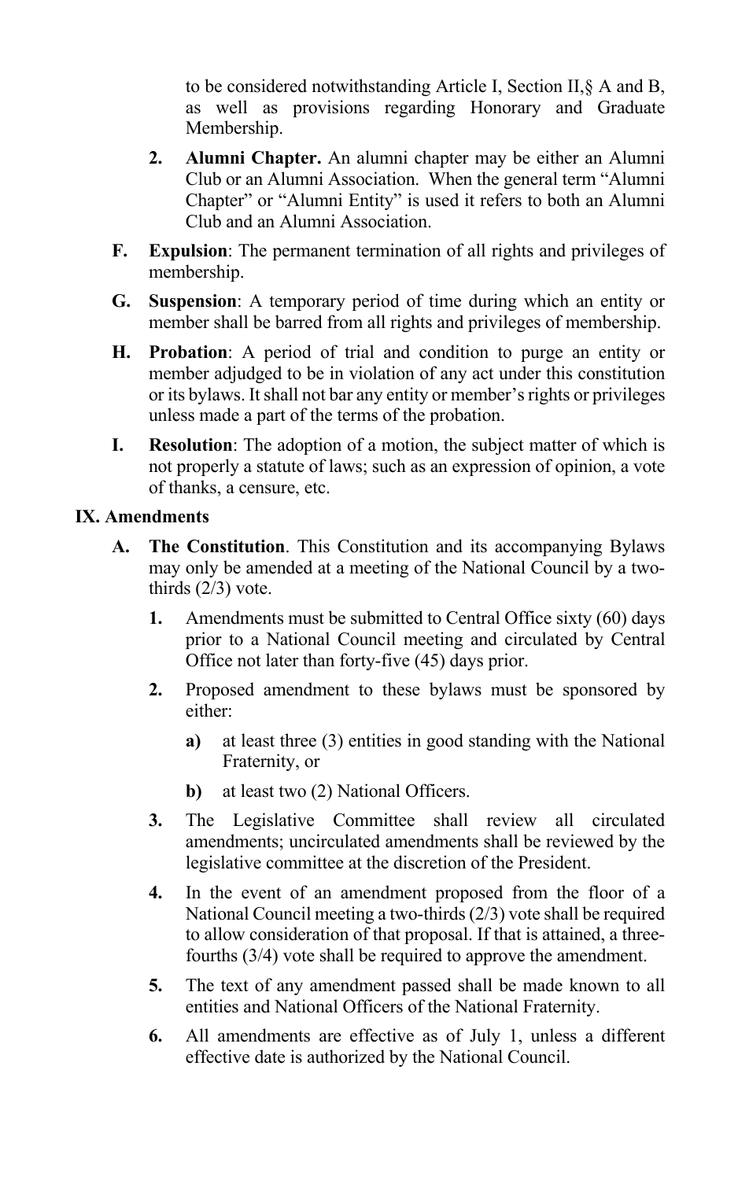to be considered notwithstanding Article I, Section II,§ A and B, as well as provisions regarding Honorary and Graduate Membership.

2. **Alumni Chapter.** An alumni chapter may be either an Alumni Club or an Alumni Association. When the general term "Alumni Chapter" or "Alumni Entity" is used it refers to both an Alumni Club and an Alumni Association.

**F. Expulsion**: The permanent termination of all rights and privileges of membership.

**G. Suspension**: A temporary period of time during which an entity or member shall be barred from all rights and privileges of membership.

**H. Probation**: A period of trial and condition to purge an entity or member adjudged to be in violation of any act under this constitution or its bylaws. It shall not bar any entity or member's rights or privileges unless made a part of the terms of the probation.

**I. Resolution**: The adoption of a motion, the subject matter of which is not properly a statute of laws; such as an expression of opinion, a vote of thanks, a censure, etc.

## IX. Amendments

**A. The Constitution**. This Constitution and its accompanying Bylaws may only be amended at a meeting of the National Council by a two-thirds (2/3) vote.

1. Amendments must be submitted to Central Office sixty (60) days prior to a National Council meeting and circulated by Central Office not later than forty-five (45) days prior.
2. Proposed amendment to these bylaws must be sponsored by either:
   - **a)** at least three (3) entities in good standing with the National Fraternity, or
   - **b)** at least two (2) National Officers.
3. The Legislative Committee shall review all circulated amendments; uncirculated amendments shall be reviewed by the legislative committee at the discretion of the President.
4. In the event of an amendment proposed from the floor of a National Council meeting a two-thirds (2/3) vote shall be required to allow consideration of that proposal. If that is attained, a three-fourths (3/4) vote shall be required to approve the amendment.
5. The text of any amendment passed shall be made known to all entities and National Officers of the National Fraternity.
6. All amendments are effective as of July 1, unless a different effective date is authorized by the National Council.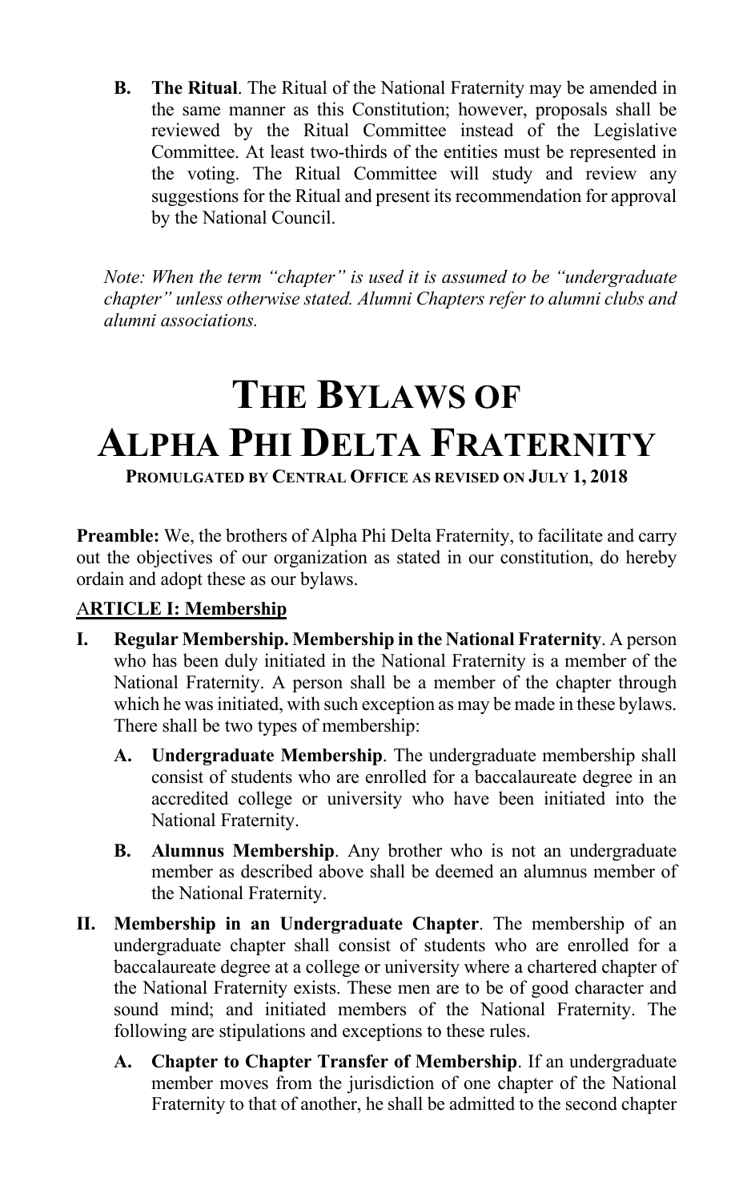**B. The Ritual**. The Ritual of the National Fraternity may be amended in the same manner as this Constitution; however, proposals shall be reviewed by the Ritual Committee instead of the Legislative Committee. At least two-thirds of the entities must be represented in the voting. The Ritual Committee will study and review any suggestions for the Ritual and present its recommendation for approval by the National Council.

*Note: When the term "chapter" is used it is assumed to be "undergraduate chapter" unless otherwise stated. Alumni Chapters refer to alumni clubs and alumni associations.*

# THE BYLAWS OF ALPHA PHI DELTA FRATERNITY

**PROMULGATED BY CENTRAL OFFICE AS REVISED ON JULY 1, 2018**

**Preamble:** We, the brothers of Alpha Phi Delta Fraternity, to facilitate and carry out the objectives of our organization as stated in our constitution, do hereby ordain and adopt these as our bylaws.

## ARTICLE I: Membership

**I. Regular Membership. Membership in the National Fraternity**. A person who has been duly initiated in the National Fraternity is a member of the National Fraternity. A person shall be a member of the chapter through which he was initiated, with such exception as may be made in these bylaws. There shall be two types of membership:

- **A. Undergraduate Membership**. The undergraduate membership shall consist of students who are enrolled for a baccalaureate degree in an accredited college or university who have been initiated into the National Fraternity.
- **B. Alumnus Membership**. Any brother who is not an undergraduate member as described above shall be deemed an alumnus member of the National Fraternity.

**II. Membership in an Undergraduate Chapter**. The membership of an undergraduate chapter shall consist of students who are enrolled for a baccalaureate degree at a college or university where a chartered chapter of the National Fraternity exists. These men are to be of good character and sound mind; and initiated members of the National Fraternity. The following are stipulations and exceptions to these rules.

- **A. Chapter to Chapter Transfer of Membership**. If an undergraduate member moves from the jurisdiction of one chapter of the National Fraternity to that of another, he shall be admitted to the second chapter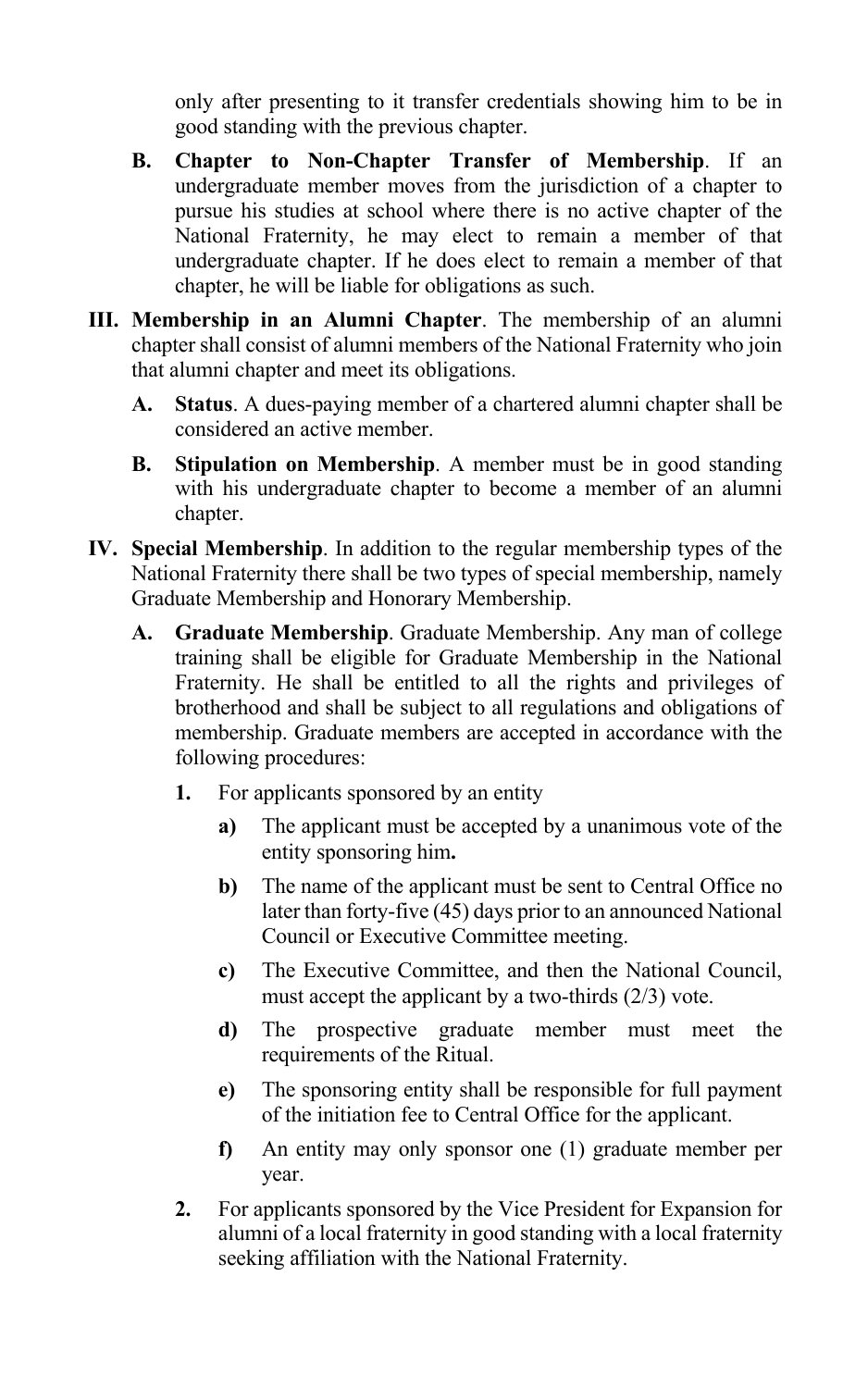only after presenting to it transfer credentials showing him to be in good standing with the previous chapter.

**B. Chapter to Non-Chapter Transfer of Membership**. If an undergraduate member moves from the jurisdiction of a chapter to pursue his studies at school where there is no active chapter of the National Fraternity, he may elect to remain a member of that undergraduate chapter. If he does elect to remain a member of that chapter, he will be liable for obligations as such.

**III. Membership in an Alumni Chapter**. The membership of an alumni chapter shall consist of alumni members of the National Fraternity who join that alumni chapter and meet its obligations.

**A. Status**. A dues-paying member of a chartered alumni chapter shall be considered an active member.

**B. Stipulation on Membership**. A member must be in good standing with his undergraduate chapter to become a member of an alumni chapter.

**IV. Special Membership**. In addition to the regular membership types of the National Fraternity there shall be two types of special membership, namely Graduate Membership and Honorary Membership.

**A. Graduate Membership**. Graduate Membership. Any man of college training shall be eligible for Graduate Membership in the National Fraternity. He shall be entitled to all the rights and privileges of brotherhood and shall be subject to all regulations and obligations of membership. Graduate members are accepted in accordance with the following procedures:

**1.** For applicants sponsored by an entity

**a)** The applicant must be accepted by a unanimous vote of the entity sponsoring him**.**

**b)** The name of the applicant must be sent to Central Office no later than forty-five (45) days prior to an announced National Council or Executive Committee meeting.

**c)** The Executive Committee, and then the National Council, must accept the applicant by a two-thirds (2/3) vote.

**d)** The prospective graduate member must meet the requirements of the Ritual.

**e)** The sponsoring entity shall be responsible for full payment of the initiation fee to Central Office for the applicant.

**f)** An entity may only sponsor one (1) graduate member per year.

**2.** For applicants sponsored by the Vice President for Expansion for alumni of a local fraternity in good standing with a local fraternity seeking affiliation with the National Fraternity.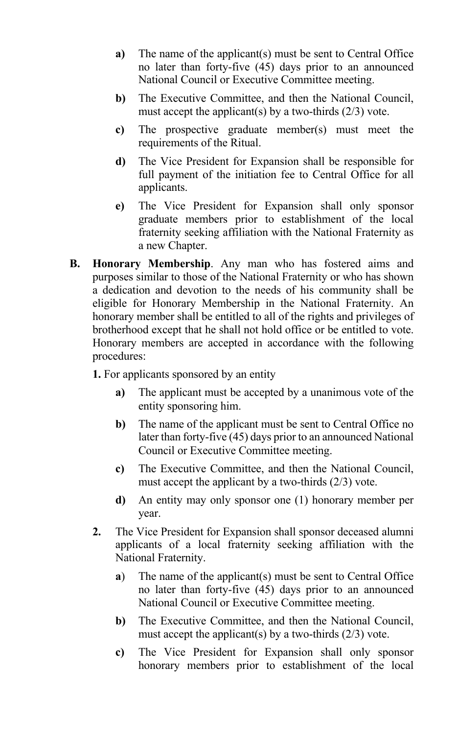- **a)** The name of the applicant(s) must be sent to Central Office no later than forty-five (45) days prior to an announced National Council or Executive Committee meeting.
- **b)** The Executive Committee, and then the National Council, must accept the applicant(s) by a two-thirds (2/3) vote.
- **c)** The prospective graduate member(s) must meet the requirements of the Ritual.
- **d)** The Vice President for Expansion shall be responsible for full payment of the initiation fee to Central Office for all applicants.
- **e)** The Vice President for Expansion shall only sponsor graduate members prior to establishment of the local fraternity seeking affiliation with the National Fraternity as a new Chapter.

**B. Honorary Membership**. Any man who has fostered aims and purposes similar to those of the National Fraternity or who has shown a dedication and devotion to the needs of his community shall be eligible for Honorary Membership in the National Fraternity. An honorary member shall be entitled to all of the rights and privileges of brotherhood except that he shall not hold office or be entitled to vote. Honorary members are accepted in accordance with the following procedures:

**1.** For applicants sponsored by an entity

- **a)** The applicant must be accepted by a unanimous vote of the entity sponsoring him.
- **b)** The name of the applicant must be sent to Central Office no later than forty-five (45) days prior to an announced National Council or Executive Committee meeting.
- **c)** The Executive Committee, and then the National Council, must accept the applicant by a two-thirds (2/3) vote.
- **d)** An entity may only sponsor one (1) honorary member per year.

**2.** The Vice President for Expansion shall sponsor deceased alumni applicants of a local fraternity seeking affiliation with the National Fraternity.

- **a)** The name of the applicant(s) must be sent to Central Office no later than forty-five (45) days prior to an announced National Council or Executive Committee meeting.
- **b)** The Executive Committee, and then the National Council, must accept the applicant(s) by a two-thirds (2/3) vote.
- **c)** The Vice President for Expansion shall only sponsor honorary members prior to establishment of the local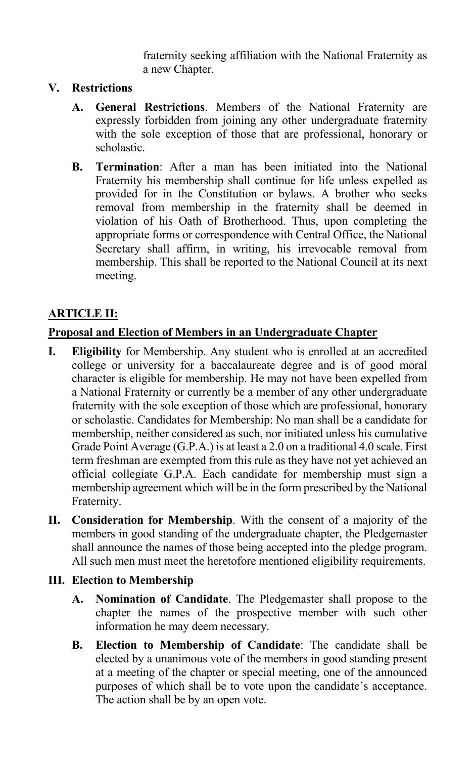fraternity seeking affiliation with the National Fraternity as a new Chapter.

**V. Restrictions**

**A. General Restrictions**. Members of the National Fraternity are expressly forbidden from joining any other undergraduate fraternity with the sole exception of those that are professional, honorary or scholastic.

**B. Termination**: After a man has been initiated into the National Fraternity his membership shall continue for life unless expelled as provided for in the Constitution or bylaws. A brother who seeks removal from membership in the fraternity shall be deemed in violation of his Oath of Brotherhood. Thus, upon completing the appropriate forms or correspondence with Central Office, the National Secretary shall affirm, in writing, his irrevocable removal from membership. This shall be reported to the National Council at its next meeting.

## ARTICLE II:

### Proposal and Election of Members in an Undergraduate Chapter

**I. Eligibility** for Membership. Any student who is enrolled at an accredited college or university for a baccalaureate degree and is of good moral character is eligible for membership. He may not have been expelled from a National Fraternity or currently be a member of any other undergraduate fraternity with the sole exception of those which are professional, honorary or scholastic. Candidates for Membership: No man shall be a candidate for membership, neither considered as such, nor initiated unless his cumulative Grade Point Average (G.P.A.) is at least a 2.0 on a traditional 4.0 scale. First term freshman are exempted from this rule as they have not yet achieved an official collegiate G.P.A. Each candidate for membership must sign a membership agreement which will be in the form prescribed by the National Fraternity.

**II. Consideration for Membership**. With the consent of a majority of the members in good standing of the undergraduate chapter, the Pledgemaster shall announce the names of those being accepted into the pledge program. All such men must meet the heretofore mentioned eligibility requirements.

**III. Election to Membership**

**A. Nomination of Candidate**. The Pledgemaster shall propose to the chapter the names of the prospective member with such other information he may deem necessary.

**B. Election to Membership of Candidate**: The candidate shall be elected by a unanimous vote of the members in good standing present at a meeting of the chapter or special meeting, one of the announced purposes of which shall be to vote upon the candidate's acceptance. The action shall be by an open vote.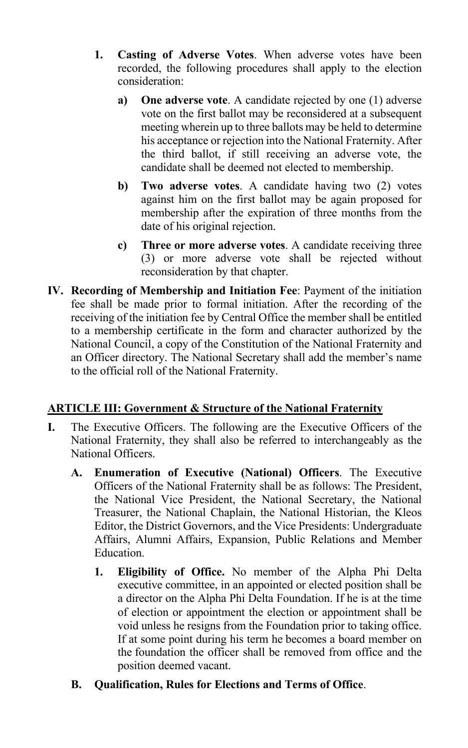1. **Casting of Adverse Votes**. When adverse votes have been recorded, the following procedures shall apply to the election consideration:

    a) **One adverse vote**. A candidate rejected by one (1) adverse vote on the first ballot may be reconsidered at a subsequent meeting wherein up to three ballots may be held to determine his acceptance or rejection into the National Fraternity. After the third ballot, if still receiving an adverse vote, the candidate shall be deemed not elected to membership.

    b) **Two adverse votes**. A candidate having two (2) votes against him on the first ballot may be again proposed for membership after the expiration of three months from the date of his original rejection.

    c) **Three or more adverse votes**. A candidate receiving three (3) or more adverse vote shall be rejected without reconsideration by that chapter.

IV. **Recording of Membership and Initiation Fee**: Payment of the initiation fee shall be made prior to formal initiation. After the recording of the receiving of the initiation fee by Central Office the member shall be entitled to a membership certificate in the form and character authorized by the National Council, a copy of the Constitution of the National Fraternity and an Officer directory. The National Secretary shall add the member's name to the official roll of the National Fraternity.

## ARTICLE III: Government & Structure of the National Fraternity

I. The Executive Officers. The following are the Executive Officers of the National Fraternity, they shall also be referred to interchangeably as the National Officers.

  A. **Enumeration of Executive (National) Officers**. The Executive Officers of the National Fraternity shall be as follows: The President, the National Vice President, the National Secretary, the National Treasurer, the National Chaplain, the National Historian, the Kleos Editor, the District Governors, and the Vice Presidents: Undergraduate Affairs, Alumni Affairs, Expansion, Public Relations and Member Education.

    1. **Eligibility of Office.** No member of the Alpha Phi Delta executive committee, in an appointed or elected position shall be a director on the Alpha Phi Delta Foundation. If he is at the time of election or appointment the election or appointment shall be void unless he resigns from the Foundation prior to taking office. If at some point during his term he becomes a board member on the foundation the officer shall be removed from office and the position deemed vacant.

  B. **Qualification, Rules for Elections and Terms of Office**.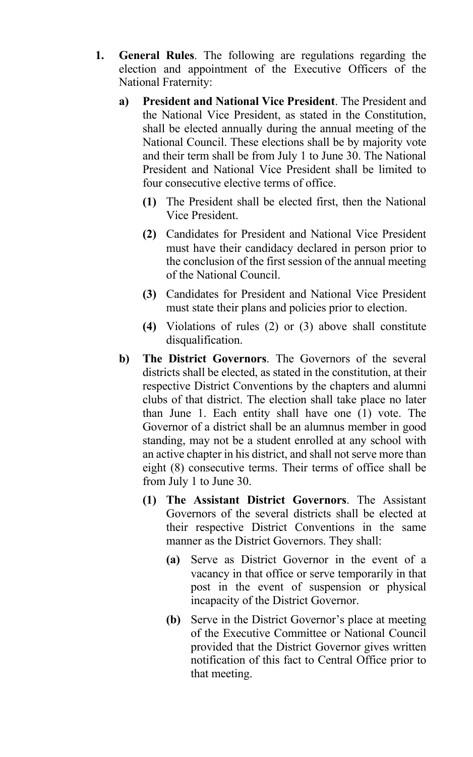1. **General Rules**. The following are regulations regarding the election and appointment of the Executive Officers of the National Fraternity:

   a) **President and National Vice President**. The President and the National Vice President, as stated in the Constitution, shall be elected annually during the annual meeting of the National Council. These elections shall be by majority vote and their term shall be from July 1 to June 30. The National President and National Vice President shall be limited to four consecutive elective terms of office.

      **(1)** The President shall be elected first, then the National Vice President.

      **(2)** Candidates for President and National Vice President must have their candidacy declared in person prior to the conclusion of the first session of the annual meeting of the National Council.

      **(3)** Candidates for President and National Vice President must state their plans and policies prior to election.

      **(4)** Violations of rules (2) or (3) above shall constitute disqualification.

   b) **The District Governors**. The Governors of the several districts shall be elected, as stated in the constitution, at their respective District Conventions by the chapters and alumni clubs of that district. The election shall take place no later than June 1. Each entity shall have one (1) vote. The Governor of a district shall be an alumnus member in good standing, may not be a student enrolled at any school with an active chapter in his district, and shall not serve more than eight (8) consecutive terms. Their terms of office shall be from July 1 to June 30.

      **(1) The Assistant District Governors**. The Assistant Governors of the several districts shall be elected at their respective District Conventions in the same manner as the District Governors. They shall:

         **(a)** Serve as District Governor in the event of a vacancy in that office or serve temporarily in that post in the event of suspension or physical incapacity of the District Governor.

         **(b)** Serve in the District Governor's place at meeting of the Executive Committee or National Council provided that the District Governor gives written notification of this fact to Central Office prior to that meeting.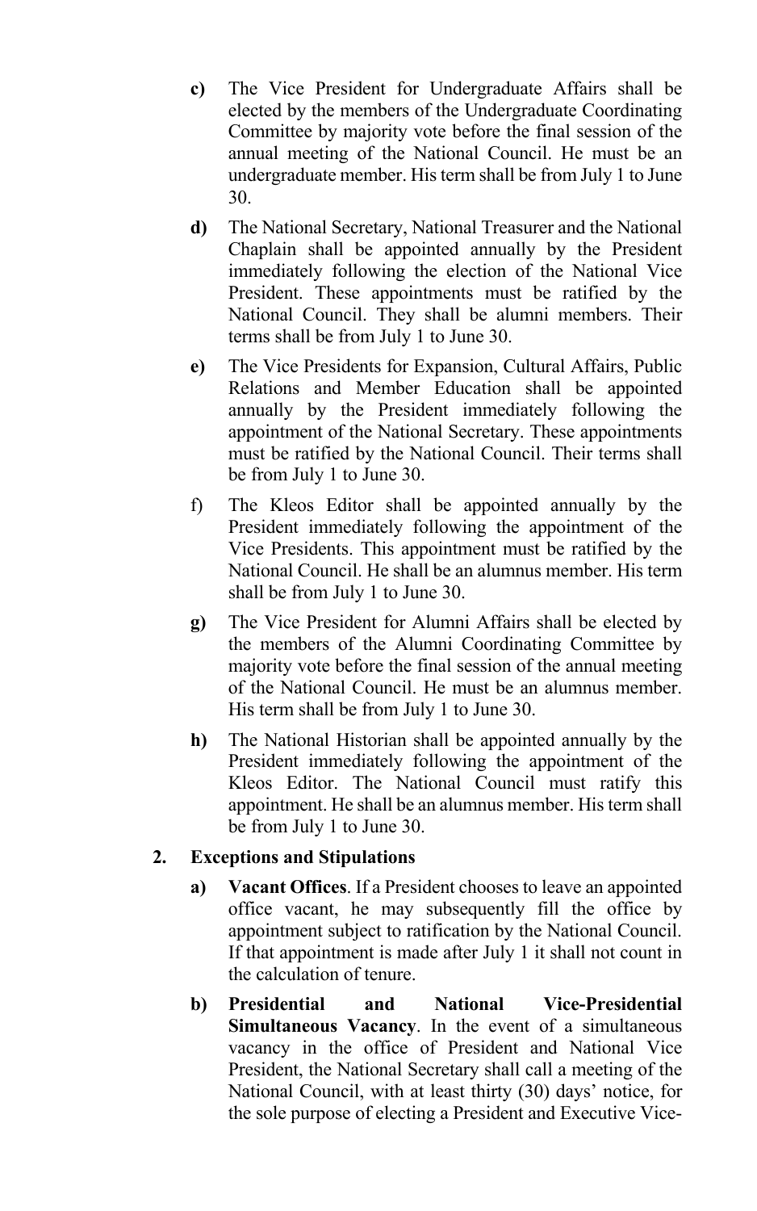**c)** The Vice President for Undergraduate Affairs shall be elected by the members of the Undergraduate Coordinating Committee by majority vote before the final session of the annual meeting of the National Council. He must be an undergraduate member. His term shall be from July 1 to June 30.

**d)** The National Secretary, National Treasurer and the National Chaplain shall be appointed annually by the President immediately following the election of the National Vice President. These appointments must be ratified by the National Council. They shall be alumni members. Their terms shall be from July 1 to June 30.

**e)** The Vice Presidents for Expansion, Cultural Affairs, Public Relations and Member Education shall be appointed annually by the President immediately following the appointment of the National Secretary. These appointments must be ratified by the National Council. Their terms shall be from July 1 to June 30.

f) The Kleos Editor shall be appointed annually by the President immediately following the appointment of the Vice Presidents. This appointment must be ratified by the National Council. He shall be an alumnus member. His term shall be from July 1 to June 30.

**g)** The Vice President for Alumni Affairs shall be elected by the members of the Alumni Coordinating Committee by majority vote before the final session of the annual meeting of the National Council. He must be an alumnus member. His term shall be from July 1 to June 30.

**h)** The National Historian shall be appointed annually by the President immediately following the appointment of the Kleos Editor. The National Council must ratify this appointment. He shall be an alumnus member. His term shall be from July 1 to June 30.

**2. Exceptions and Stipulations**

**a)** **Vacant Offices**. If a President chooses to leave an appointed office vacant, he may subsequently fill the office by appointment subject to ratification by the National Council. If that appointment is made after July 1 it shall not count in the calculation of tenure.

**b)** **Presidential and National Vice-Presidential Simultaneous Vacancy**. In the event of a simultaneous vacancy in the office of President and National Vice President, the National Secretary shall call a meeting of the National Council, with at least thirty (30) days' notice, for the sole purpose of electing a President and Executive Vice-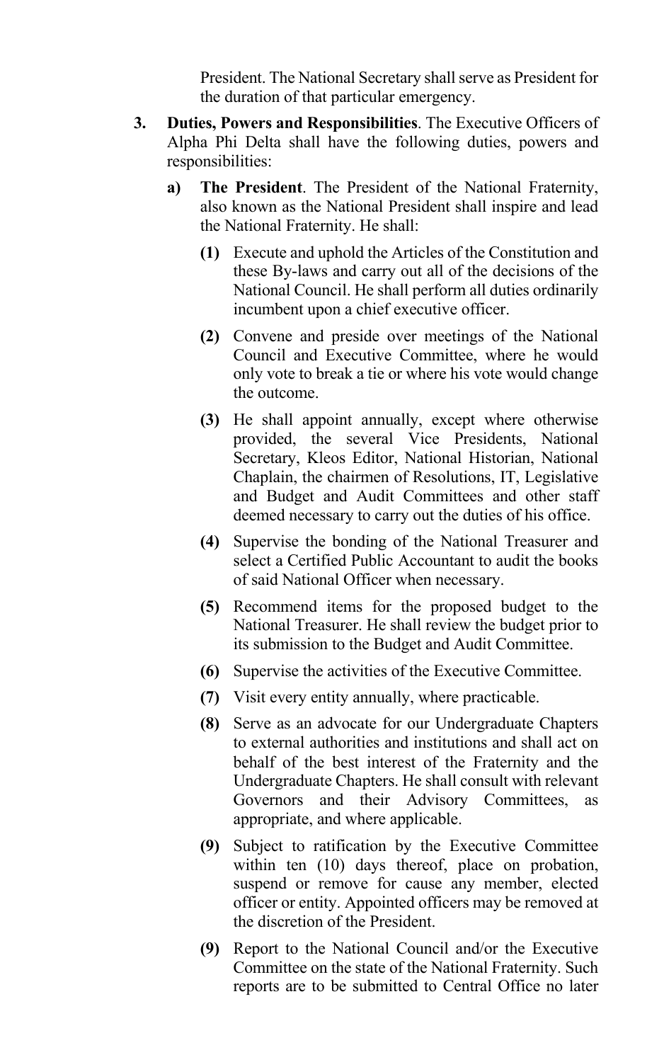President. The National Secretary shall serve as President for the duration of that particular emergency.

3. **Duties, Powers and Responsibilities**. The Executive Officers of Alpha Phi Delta shall have the following duties, powers and responsibilities:

   a) **The President**. The President of the National Fraternity, also known as the National President shall inspire and lead the National Fraternity. He shall:

      **(1)** Execute and uphold the Articles of the Constitution and these By-laws and carry out all of the decisions of the National Council. He shall perform all duties ordinarily incumbent upon a chief executive officer.

      **(2)** Convene and preside over meetings of the National Council and Executive Committee, where he would only vote to break a tie or where his vote would change the outcome.

      **(3)** He shall appoint annually, except where otherwise provided, the several Vice Presidents, National Secretary, Kleos Editor, National Historian, National Chaplain, the chairmen of Resolutions, IT, Legislative and Budget and Audit Committees and other staff deemed necessary to carry out the duties of his office.

      **(4)** Supervise the bonding of the National Treasurer and select a Certified Public Accountant to audit the books of said National Officer when necessary.

      **(5)** Recommend items for the proposed budget to the National Treasurer. He shall review the budget prior to its submission to the Budget and Audit Committee.

      **(6)** Supervise the activities of the Executive Committee.

      **(7)** Visit every entity annually, where practicable.

      **(8)** Serve as an advocate for our Undergraduate Chapters to external authorities and institutions and shall act on behalf of the best interest of the Fraternity and the Undergraduate Chapters. He shall consult with relevant Governors and their Advisory Committees, as appropriate, and where applicable.

      **(9)** Subject to ratification by the Executive Committee within ten (10) days thereof, place on probation, suspend or remove for cause any member, elected officer or entity. Appointed officers may be removed at the discretion of the President.

      **(9)** Report to the National Council and/or the Executive Committee on the state of the National Fraternity. Such reports are to be submitted to Central Office no later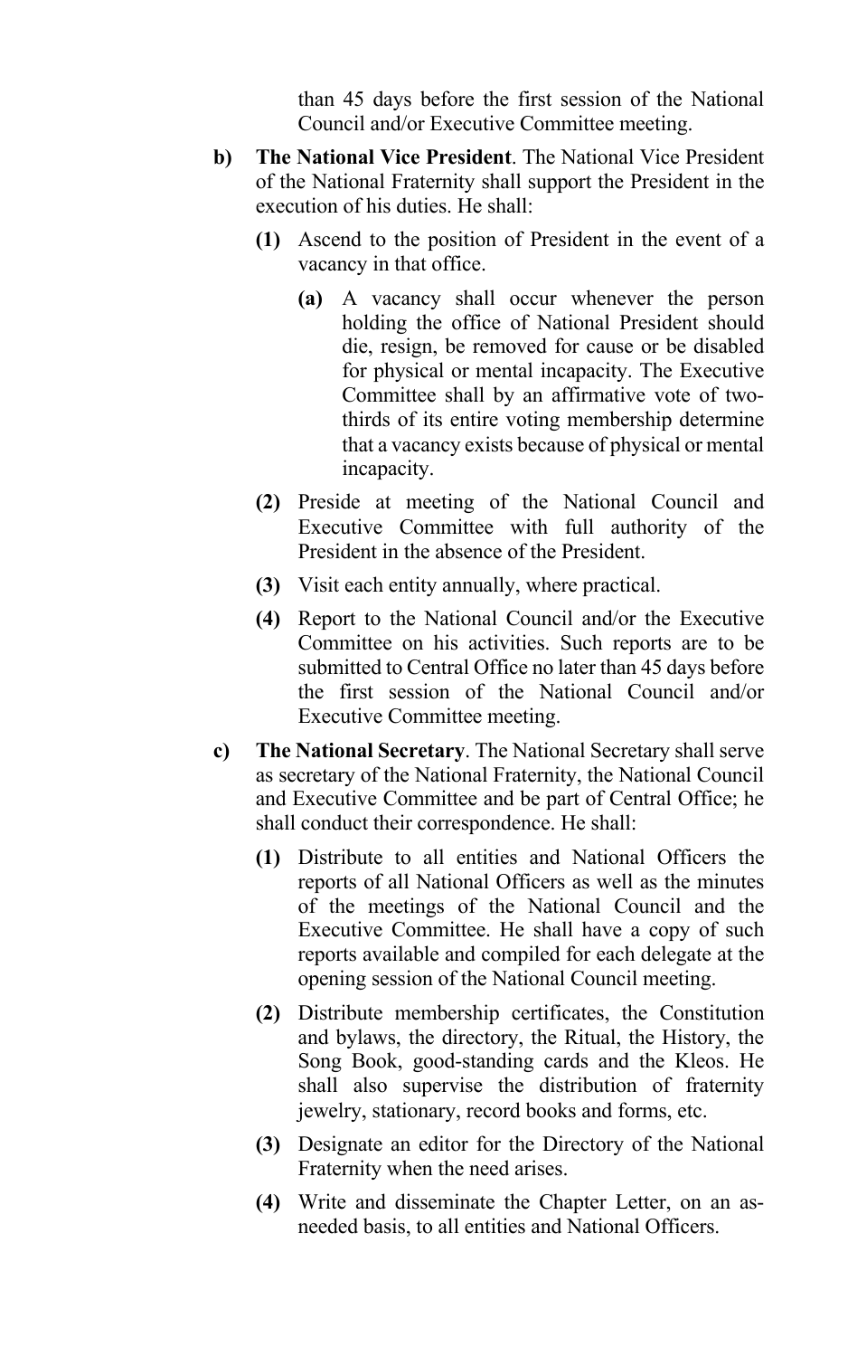than 45 days before the first session of the National Council and/or Executive Committee meeting.

**b) The National Vice President**. The National Vice President of the National Fraternity shall support the President in the execution of his duties. He shall:

- **(1)** Ascend to the position of President in the event of a vacancy in that office.
  - **(a)** A vacancy shall occur whenever the person holding the office of National President should die, resign, be removed for cause or be disabled for physical or mental incapacity. The Executive Committee shall by an affirmative vote of two-thirds of its entire voting membership determine that a vacancy exists because of physical or mental incapacity.
- **(2)** Preside at meeting of the National Council and Executive Committee with full authority of the President in the absence of the President.
- **(3)** Visit each entity annually, where practical.
- **(4)** Report to the National Council and/or the Executive Committee on his activities. Such reports are to be submitted to Central Office no later than 45 days before the first session of the National Council and/or Executive Committee meeting.

**c) The National Secretary**. The National Secretary shall serve as secretary of the National Fraternity, the National Council and Executive Committee and be part of Central Office; he shall conduct their correspondence. He shall:

- **(1)** Distribute to all entities and National Officers the reports of all National Officers as well as the minutes of the meetings of the National Council and the Executive Committee. He shall have a copy of such reports available and compiled for each delegate at the opening session of the National Council meeting.
- **(2)** Distribute membership certificates, the Constitution and bylaws, the directory, the Ritual, the History, the Song Book, good-standing cards and the Kleos. He shall also supervise the distribution of fraternity jewelry, stationary, record books and forms, etc.
- **(3)** Designate an editor for the Directory of the National Fraternity when the need arises.
- **(4)** Write and disseminate the Chapter Letter, on an as-needed basis, to all entities and National Officers.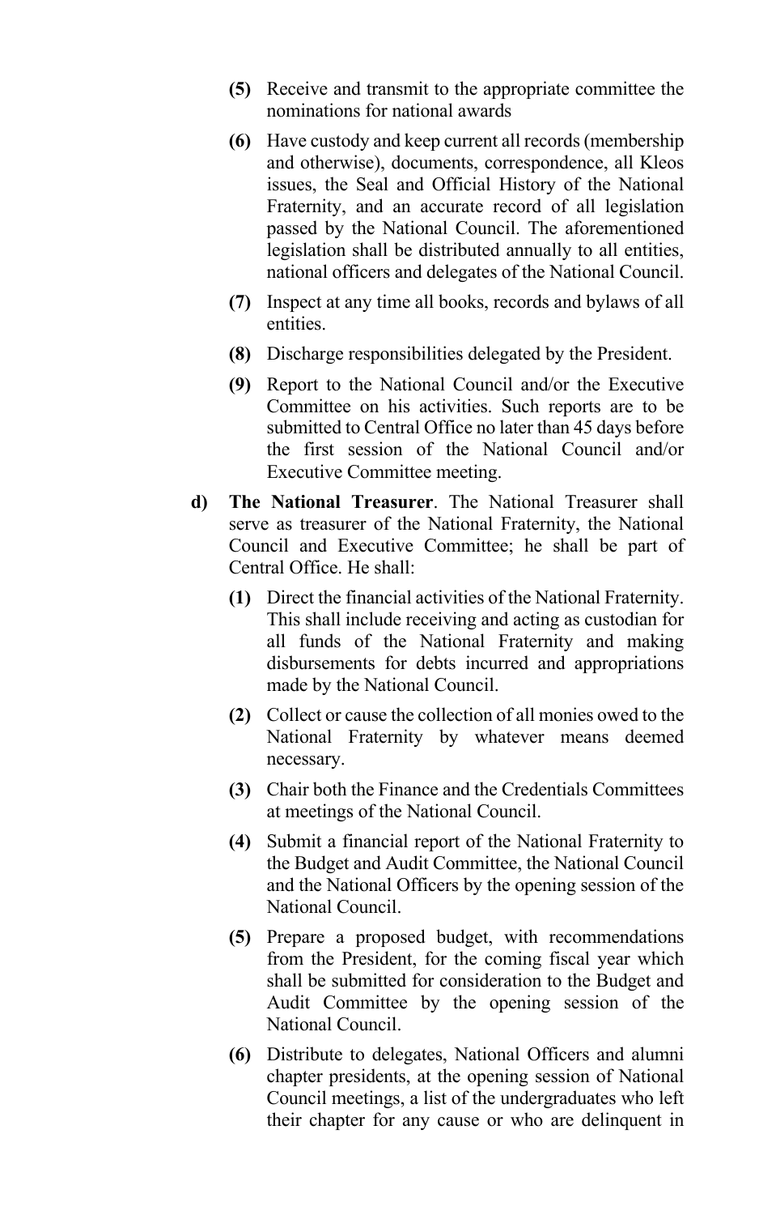- **(5)** Receive and transmit to the appropriate committee the nominations for national awards

- **(6)** Have custody and keep current all records (membership and otherwise), documents, correspondence, all Kleos issues, the Seal and Official History of the National Fraternity, and an accurate record of all legislation passed by the National Council. The aforementioned legislation shall be distributed annually to all entities, national officers and delegates of the National Council.

- **(7)** Inspect at any time all books, records and bylaws of all entities.

- **(8)** Discharge responsibilities delegated by the President.

- **(9)** Report to the National Council and/or the Executive Committee on his activities. Such reports are to be submitted to Central Office no later than 45 days before the first session of the National Council and/or Executive Committee meeting.

**d)** **The National Treasurer**. The National Treasurer shall serve as treasurer of the National Fraternity, the National Council and Executive Committee; he shall be part of Central Office. He shall:

- **(1)** Direct the financial activities of the National Fraternity. This shall include receiving and acting as custodian for all funds of the National Fraternity and making disbursements for debts incurred and appropriations made by the National Council.

- **(2)** Collect or cause the collection of all monies owed to the National Fraternity by whatever means deemed necessary.

- **(3)** Chair both the Finance and the Credentials Committees at meetings of the National Council.

- **(4)** Submit a financial report of the National Fraternity to the Budget and Audit Committee, the National Council and the National Officers by the opening session of the National Council.

- **(5)** Prepare a proposed budget, with recommendations from the President, for the coming fiscal year which shall be submitted for consideration to the Budget and Audit Committee by the opening session of the National Council.

- **(6)** Distribute to delegates, National Officers and alumni chapter presidents, at the opening session of National Council meetings, a list of the undergraduates who left their chapter for any cause or who are delinquent in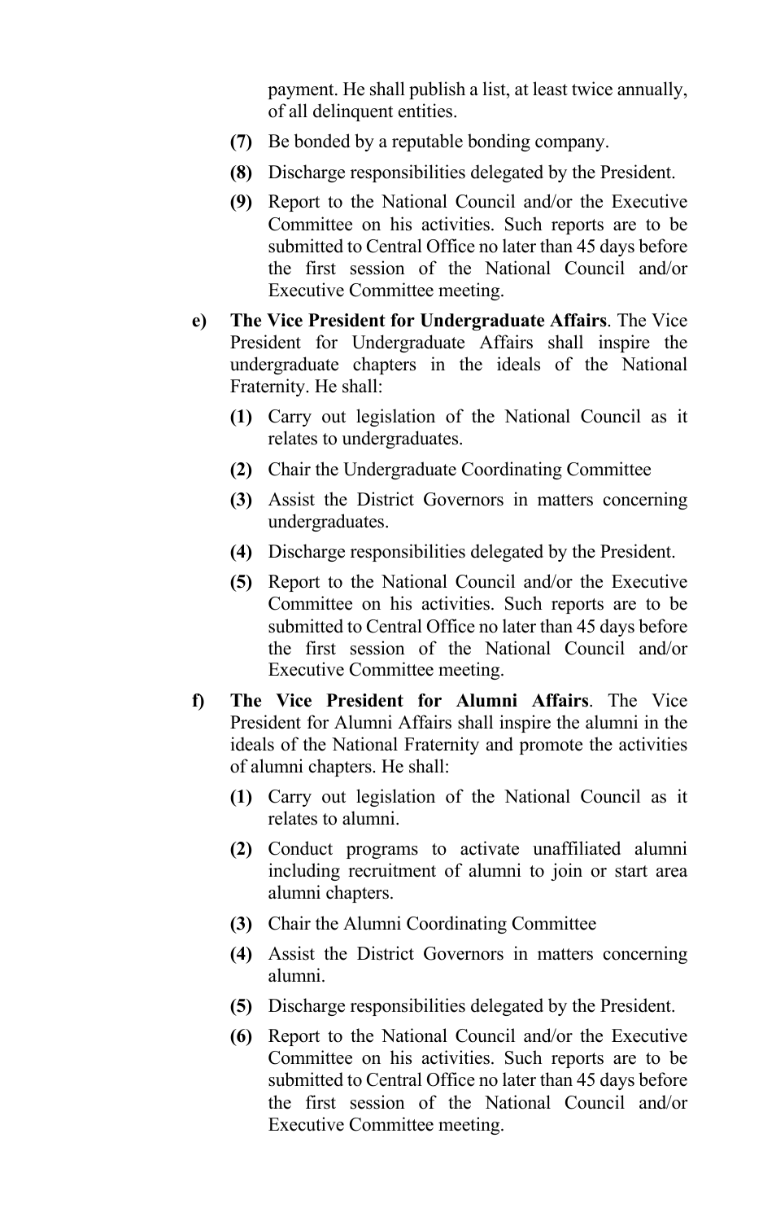payment. He shall publish a list, at least twice annually, of all delinquent entities.

- **(7)** Be bonded by a reputable bonding company.
- **(8)** Discharge responsibilities delegated by the President.
- **(9)** Report to the National Council and/or the Executive Committee on his activities. Such reports are to be submitted to Central Office no later than 45 days before the first session of the National Council and/or Executive Committee meeting.

**e)** **The Vice President for Undergraduate Affairs**. The Vice President for Undergraduate Affairs shall inspire the undergraduate chapters in the ideals of the National Fraternity. He shall:

- **(1)** Carry out legislation of the National Council as it relates to undergraduates.
- **(2)** Chair the Undergraduate Coordinating Committee
- **(3)** Assist the District Governors in matters concerning undergraduates.
- **(4)** Discharge responsibilities delegated by the President.
- **(5)** Report to the National Council and/or the Executive Committee on his activities. Such reports are to be submitted to Central Office no later than 45 days before the first session of the National Council and/or Executive Committee meeting.

**f)** **The Vice President for Alumni Affairs**. The Vice President for Alumni Affairs shall inspire the alumni in the ideals of the National Fraternity and promote the activities of alumni chapters. He shall:

- **(1)** Carry out legislation of the National Council as it relates to alumni.
- **(2)** Conduct programs to activate unaffiliated alumni including recruitment of alumni to join or start area alumni chapters.
- **(3)** Chair the Alumni Coordinating Committee
- **(4)** Assist the District Governors in matters concerning alumni.
- **(5)** Discharge responsibilities delegated by the President.
- **(6)** Report to the National Council and/or the Executive Committee on his activities. Such reports are to be submitted to Central Office no later than 45 days before the first session of the National Council and/or Executive Committee meeting.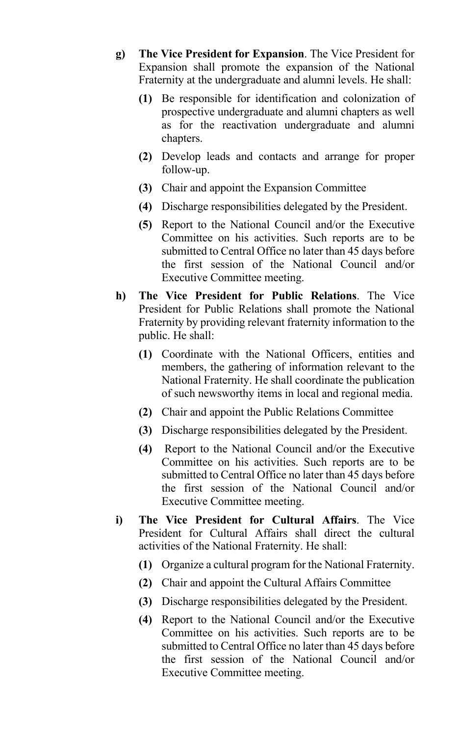- **g) The Vice President for Expansion**. The Vice President for Expansion shall promote the expansion of the National Fraternity at the undergraduate and alumni levels. He shall:

    - **(1)** Be responsible for identification and colonization of prospective undergraduate and alumni chapters as well as for the reactivation undergraduate and alumni chapters.
    - **(2)** Develop leads and contacts and arrange for proper follow-up.
    - **(3)** Chair and appoint the Expansion Committee
    - **(4)** Discharge responsibilities delegated by the President.
    - **(5)** Report to the National Council and/or the Executive Committee on his activities. Such reports are to be submitted to Central Office no later than 45 days before the first session of the National Council and/or Executive Committee meeting.

- **h) The Vice President for Public Relations**. The Vice President for Public Relations shall promote the National Fraternity by providing relevant fraternity information to the public. He shall:

    - **(1)** Coordinate with the National Officers, entities and members, the gathering of information relevant to the National Fraternity. He shall coordinate the publication of such newsworthy items in local and regional media.
    - **(2)** Chair and appoint the Public Relations Committee
    - **(3)** Discharge responsibilities delegated by the President.
    - **(4)** Report to the National Council and/or the Executive Committee on his activities. Such reports are to be submitted to Central Office no later than 45 days before the first session of the National Council and/or Executive Committee meeting.

- **i) The Vice President for Cultural Affairs**. The Vice President for Cultural Affairs shall direct the cultural activities of the National Fraternity. He shall:

    - **(1)** Organize a cultural program for the National Fraternity.
    - **(2)** Chair and appoint the Cultural Affairs Committee
    - **(3)** Discharge responsibilities delegated by the President.
    - **(4)** Report to the National Council and/or the Executive Committee on his activities. Such reports are to be submitted to Central Office no later than 45 days before the first session of the National Council and/or Executive Committee meeting.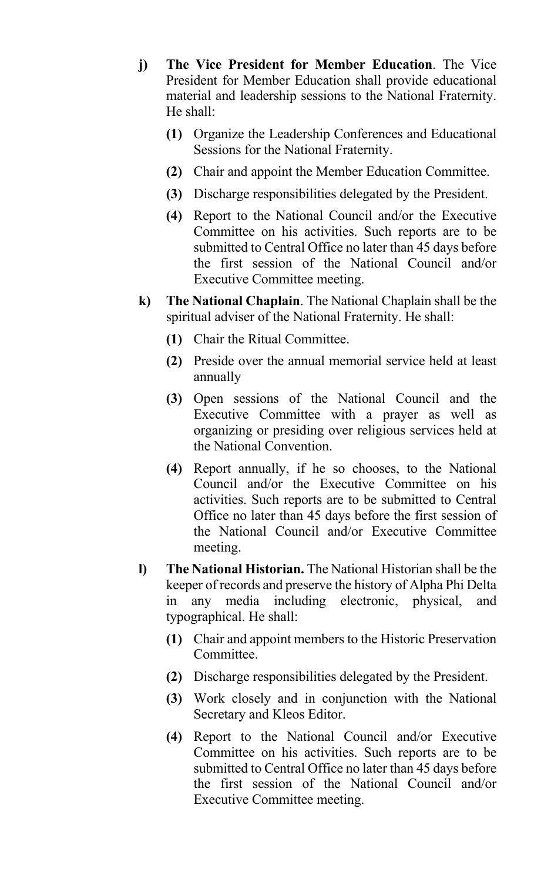**j) The Vice President for Member Education**. The Vice President for Member Education shall provide educational material and leadership sessions to the National Fraternity. He shall:

- **(1)** Organize the Leadership Conferences and Educational Sessions for the National Fraternity.
- **(2)** Chair and appoint the Member Education Committee.
- **(3)** Discharge responsibilities delegated by the President.
- **(4)** Report to the National Council and/or the Executive Committee on his activities. Such reports are to be submitted to Central Office no later than 45 days before the first session of the National Council and/or Executive Committee meeting.

**k) The National Chaplain**. The National Chaplain shall be the spiritual adviser of the National Fraternity. He shall:

- **(1)** Chair the Ritual Committee.
- **(2)** Preside over the annual memorial service held at least annually
- **(3)** Open sessions of the National Council and the Executive Committee with a prayer as well as organizing or presiding over religious services held at the National Convention.
- **(4)** Report annually, if he so chooses, to the National Council and/or the Executive Committee on his activities. Such reports are to be submitted to Central Office no later than 45 days before the first session of the National Council and/or Executive Committee meeting.

**l) The National Historian.** The National Historian shall be the keeper of records and preserve the history of Alpha Phi Delta in any media including electronic, physical, and typographical. He shall:

- **(1)** Chair and appoint members to the Historic Preservation Committee.
- **(2)** Discharge responsibilities delegated by the President.
- **(3)** Work closely and in conjunction with the National Secretary and Kleos Editor.
- **(4)** Report to the National Council and/or Executive Committee on his activities. Such reports are to be submitted to Central Office no later than 45 days before the first session of the National Council and/or Executive Committee meeting.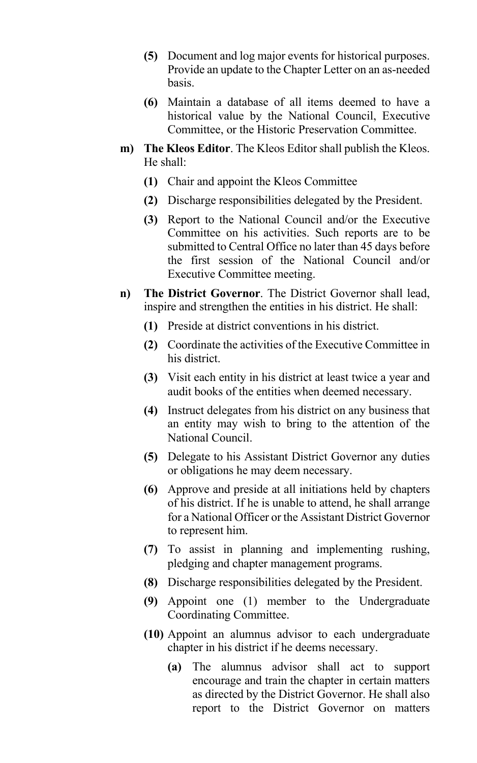**(5)** Document and log major events for historical purposes. Provide an update to the Chapter Letter on an as-needed basis.

**(6)** Maintain a database of all items deemed to have a historical value by the National Council, Executive Committee, or the Historic Preservation Committee.

**m) The Kleos Editor**. The Kleos Editor shall publish the Kleos. He shall:

**(1)** Chair and appoint the Kleos Committee

**(2)** Discharge responsibilities delegated by the President.

**(3)** Report to the National Council and/or the Executive Committee on his activities. Such reports are to be submitted to Central Office no later than 45 days before the first session of the National Council and/or Executive Committee meeting.

**n) The District Governor**. The District Governor shall lead, inspire and strengthen the entities in his district. He shall:

**(1)** Preside at district conventions in his district.

**(2)** Coordinate the activities of the Executive Committee in his district.

**(3)** Visit each entity in his district at least twice a year and audit books of the entities when deemed necessary.

**(4)** Instruct delegates from his district on any business that an entity may wish to bring to the attention of the National Council.

**(5)** Delegate to his Assistant District Governor any duties or obligations he may deem necessary.

**(6)** Approve and preside at all initiations held by chapters of his district. If he is unable to attend, he shall arrange for a National Officer or the Assistant District Governor to represent him.

**(7)** To assist in planning and implementing rushing, pledging and chapter management programs.

**(8)** Discharge responsibilities delegated by the President.

**(9)** Appoint one (1) member to the Undergraduate Coordinating Committee.

**(10)** Appoint an alumnus advisor to each undergraduate chapter in his district if he deems necessary.

**(a)** The alumnus advisor shall act to support encourage and train the chapter in certain matters as directed by the District Governor. He shall also report to the District Governor on matters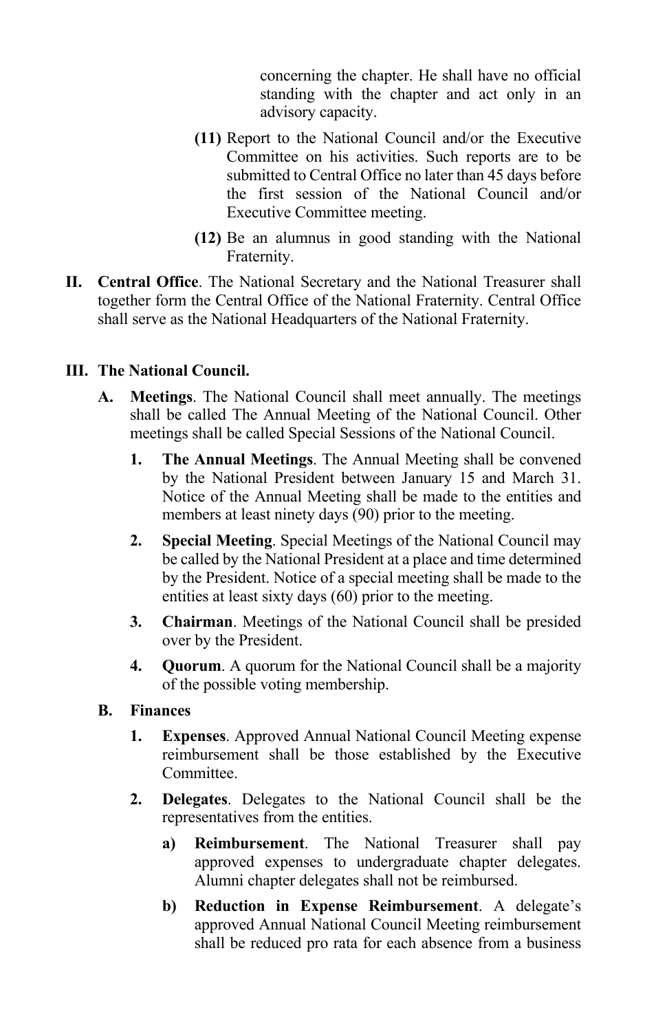concerning the chapter. He shall have no official standing with the chapter and act only in an advisory capacity.

**(11)** Report to the National Council and/or the Executive Committee on his activities. Such reports are to be submitted to Central Office no later than 45 days before the first session of the National Council and/or Executive Committee meeting.

**(12)** Be an alumnus in good standing with the National Fraternity.

**II. Central Office**. The National Secretary and the National Treasurer shall together form the Central Office of the National Fraternity. Central Office shall serve as the National Headquarters of the National Fraternity.

## III. The National Council.

**A. Meetings**. The National Council shall meet annually. The meetings shall be called The Annual Meeting of the National Council. Other meetings shall be called Special Sessions of the National Council.

**1. The Annual Meetings**. The Annual Meeting shall be convened by the National President between January 15 and March 31. Notice of the Annual Meeting shall be made to the entities and members at least ninety days (90) prior to the meeting.

**2. Special Meeting**. Special Meetings of the National Council may be called by the National President at a place and time determined by the President. Notice of a special meeting shall be made to the entities at least sixty days (60) prior to the meeting.

**3. Chairman**. Meetings of the National Council shall be presided over by the President.

**4. Quorum**. A quorum for the National Council shall be a majority of the possible voting membership.

**B. Finances**

**1. Expenses**. Approved Annual National Council Meeting expense reimbursement shall be those established by the Executive Committee.

**2. Delegates**. Delegates to the National Council shall be the representatives from the entities.

**a) Reimbursement**. The National Treasurer shall pay approved expenses to undergraduate chapter delegates. Alumni chapter delegates shall not be reimbursed.

**b) Reduction in Expense Reimbursement**. A delegate's approved Annual National Council Meeting reimbursement shall be reduced pro rata for each absence from a business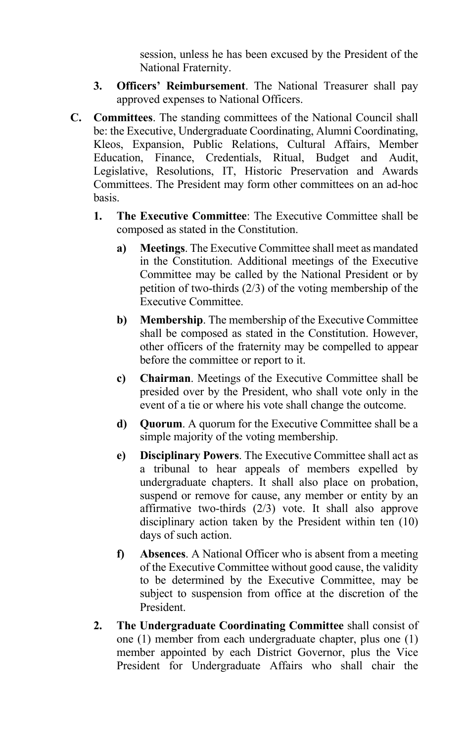session, unless he has been excused by the President of the National Fraternity.

3. **Officers' Reimbursement**. The National Treasurer shall pay approved expenses to National Officers.

C. **Committees**. The standing committees of the National Council shall be: the Executive, Undergraduate Coordinating, Alumni Coordinating, Kleos, Expansion, Public Relations, Cultural Affairs, Member Education, Finance, Credentials, Ritual, Budget and Audit, Legislative, Resolutions, IT, Historic Preservation and Awards Committees. The President may form other committees on an ad-hoc basis.

   1. **The Executive Committee**: The Executive Committee shall be composed as stated in the Constitution.

      a) **Meetings**. The Executive Committee shall meet as mandated in the Constitution. Additional meetings of the Executive Committee may be called by the National President or by petition of two-thirds (2/3) of the voting membership of the Executive Committee.

      b) **Membership**. The membership of the Executive Committee shall be composed as stated in the Constitution. However, other officers of the fraternity may be compelled to appear before the committee or report to it.

      c) **Chairman**. Meetings of the Executive Committee shall be presided over by the President, who shall vote only in the event of a tie or where his vote shall change the outcome.

      d) **Quorum**. A quorum for the Executive Committee shall be a simple majority of the voting membership.

      e) **Disciplinary Powers**. The Executive Committee shall act as a tribunal to hear appeals of members expelled by undergraduate chapters. It shall also place on probation, suspend or remove for cause, any member or entity by an affirmative two-thirds (2/3) vote. It shall also approve disciplinary action taken by the President within ten (10) days of such action.

      f) **Absences**. A National Officer who is absent from a meeting of the Executive Committee without good cause, the validity to be determined by the Executive Committee, may be subject to suspension from office at the discretion of the President.

   2. **The Undergraduate Coordinating Committee** shall consist of one (1) member from each undergraduate chapter, plus one (1) member appointed by each District Governor, plus the Vice President for Undergraduate Affairs who shall chair the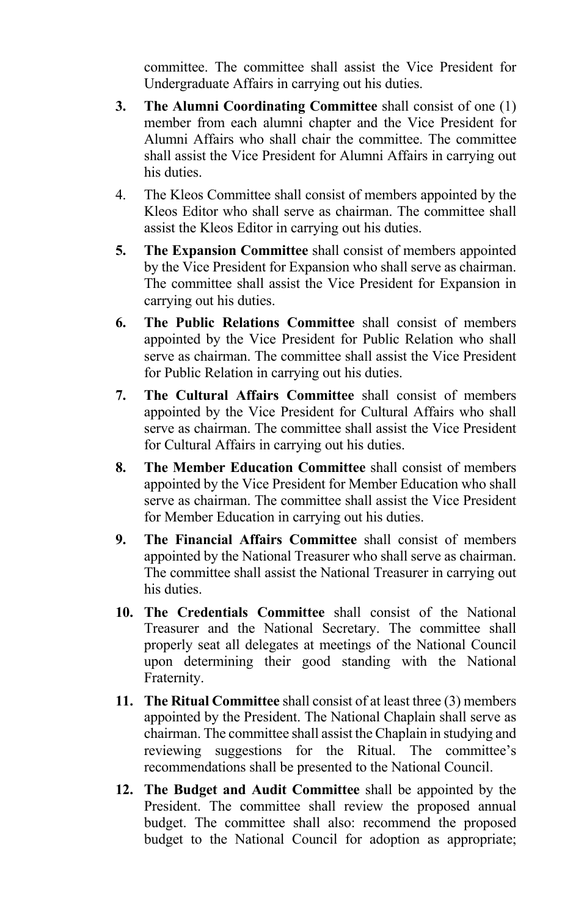committee. The committee shall assist the Vice President for Undergraduate Affairs in carrying out his duties.

3. **The Alumni Coordinating Committee** shall consist of one (1) member from each alumni chapter and the Vice President for Alumni Affairs who shall chair the committee. The committee shall assist the Vice President for Alumni Affairs in carrying out his duties.

4. The Kleos Committee shall consist of members appointed by the Kleos Editor who shall serve as chairman. The committee shall assist the Kleos Editor in carrying out his duties.

5. **The Expansion Committee** shall consist of members appointed by the Vice President for Expansion who shall serve as chairman. The committee shall assist the Vice President for Expansion in carrying out his duties.

6. **The Public Relations Committee** shall consist of members appointed by the Vice President for Public Relation who shall serve as chairman. The committee shall assist the Vice President for Public Relation in carrying out his duties.

7. **The Cultural Affairs Committee** shall consist of members appointed by the Vice President for Cultural Affairs who shall serve as chairman. The committee shall assist the Vice President for Cultural Affairs in carrying out his duties.

8. **The Member Education Committee** shall consist of members appointed by the Vice President for Member Education who shall serve as chairman. The committee shall assist the Vice President for Member Education in carrying out his duties.

9. **The Financial Affairs Committee** shall consist of members appointed by the National Treasurer who shall serve as chairman. The committee shall assist the National Treasurer in carrying out his duties.

10. **The Credentials Committee** shall consist of the National Treasurer and the National Secretary. The committee shall properly seat all delegates at meetings of the National Council upon determining their good standing with the National Fraternity.

11. **The Ritual Committee** shall consist of at least three (3) members appointed by the President. The National Chaplain shall serve as chairman. The committee shall assist the Chaplain in studying and reviewing suggestions for the Ritual. The committee's recommendations shall be presented to the National Council.

12. **The Budget and Audit Committee** shall be appointed by the President. The committee shall review the proposed annual budget. The committee shall also: recommend the proposed budget to the National Council for adoption as appropriate;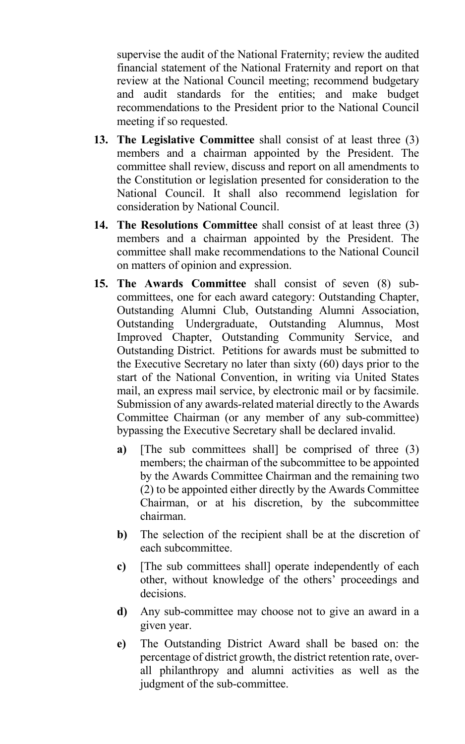supervise the audit of the National Fraternity; review the audited financial statement of the National Fraternity and report on that review at the National Council meeting; recommend budgetary and audit standards for the entities; and make budget recommendations to the President prior to the National Council meeting if so requested.

13. **The Legislative Committee** shall consist of at least three (3) members and a chairman appointed by the President. The committee shall review, discuss and report on all amendments to the Constitution or legislation presented for consideration to the National Council. It shall also recommend legislation for consideration by National Council.

14. **The Resolutions Committee** shall consist of at least three (3) members and a chairman appointed by the President. The committee shall make recommendations to the National Council on matters of opinion and expression.

15. **The Awards Committee** shall consist of seven (8) sub-committees, one for each award category: Outstanding Chapter, Outstanding Alumni Club, Outstanding Alumni Association, Outstanding Undergraduate, Outstanding Alumnus, Most Improved Chapter, Outstanding Community Service, and Outstanding District. Petitions for awards must be submitted to the Executive Secretary no later than sixty (60) days prior to the start of the National Convention, in writing via United States mail, an express mail service, by electronic mail or by facsimile. Submission of any awards-related material directly to the Awards Committee Chairman (or any member of any sub-committee) bypassing the Executive Secretary shall be declared invalid.

    **a)** [The sub committees shall] be comprised of three (3) members; the chairman of the subcommittee to be appointed by the Awards Committee Chairman and the remaining two (2) to be appointed either directly by the Awards Committee Chairman, or at his discretion, by the subcommittee chairman.

    **b)** The selection of the recipient shall be at the discretion of each subcommittee.

    **c)** [The sub committees shall] operate independently of each other, without knowledge of the others' proceedings and decisions.

    **d)** Any sub-committee may choose not to give an award in a given year.

    **e)** The Outstanding District Award shall be based on: the percentage of district growth, the district retention rate, over-all philanthropy and alumni activities as well as the judgment of the sub-committee.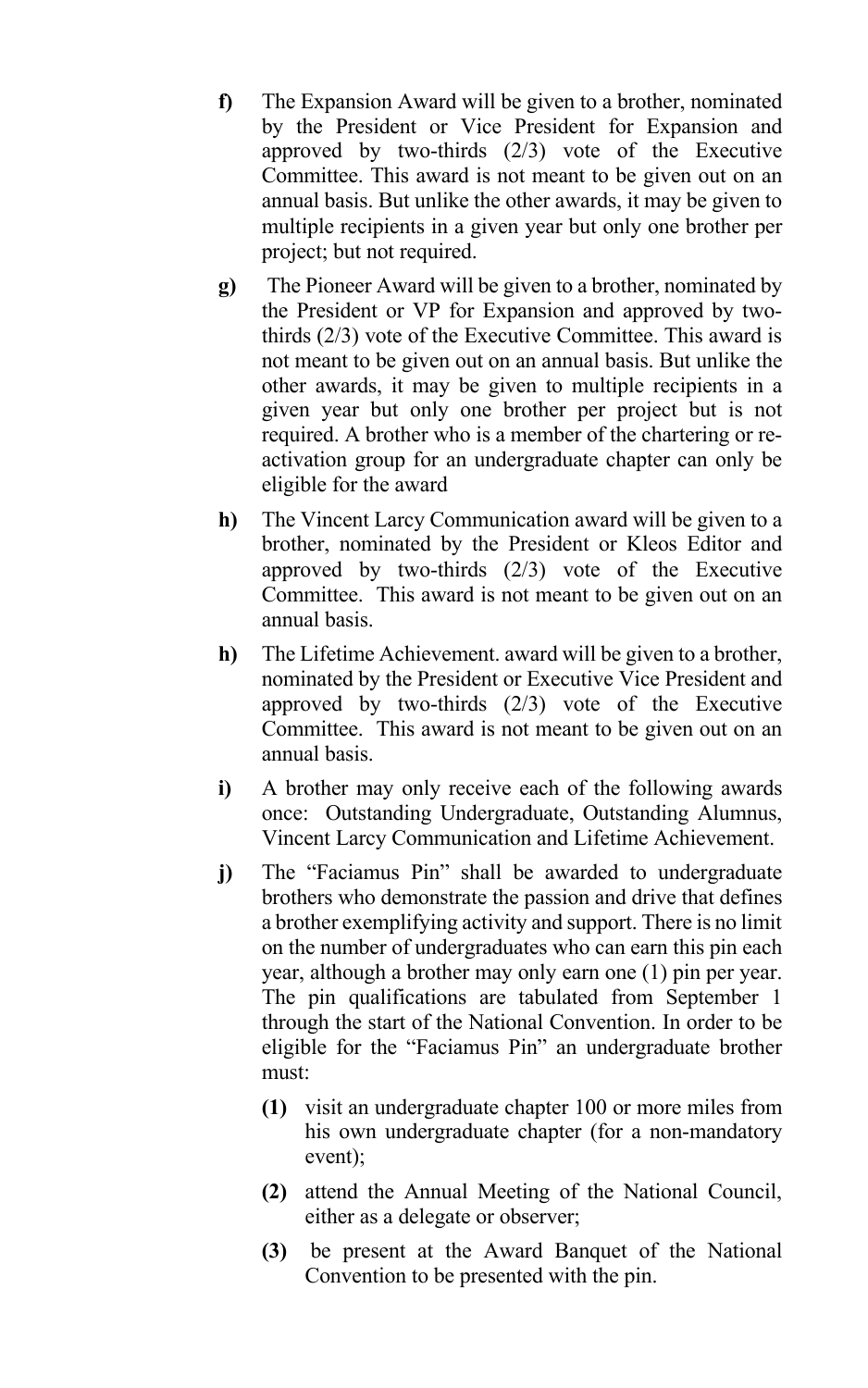**f)** The Expansion Award will be given to a brother, nominated by the President or Vice President for Expansion and approved by two-thirds (2/3) vote of the Executive Committee. This award is not meant to be given out on an annual basis. But unlike the other awards, it may be given to multiple recipients in a given year but only one brother per project; but not required.

**g)** The Pioneer Award will be given to a brother, nominated by the President or VP for Expansion and approved by two-thirds (2/3) vote of the Executive Committee. This award is not meant to be given out on an annual basis. But unlike the other awards, it may be given to multiple recipients in a given year but only one brother per project but is not required. A brother who is a member of the chartering or re-activation group for an undergraduate chapter can only be eligible for the award

**h)** The Vincent Larcy Communication award will be given to a brother, nominated by the President or Kleos Editor and approved by two-thirds (2/3) vote of the Executive Committee. This award is not meant to be given out on an annual basis.

**h)** The Lifetime Achievement. award will be given to a brother, nominated by the President or Executive Vice President and approved by two-thirds (2/3) vote of the Executive Committee. This award is not meant to be given out on an annual basis.

**i)** A brother may only receive each of the following awards once: Outstanding Undergraduate, Outstanding Alumnus, Vincent Larcy Communication and Lifetime Achievement.

**j)** The "Faciamus Pin" shall be awarded to undergraduate brothers who demonstrate the passion and drive that defines a brother exemplifying activity and support. There is no limit on the number of undergraduates who can earn this pin each year, although a brother may only earn one (1) pin per year. The pin qualifications are tabulated from September 1 through the start of the National Convention. In order to be eligible for the "Faciamus Pin" an undergraduate brother must:

- **(1)** visit an undergraduate chapter 100 or more miles from his own undergraduate chapter (for a non-mandatory event);
- **(2)** attend the Annual Meeting of the National Council, either as a delegate or observer;
- **(3)** be present at the Award Banquet of the National Convention to be presented with the pin.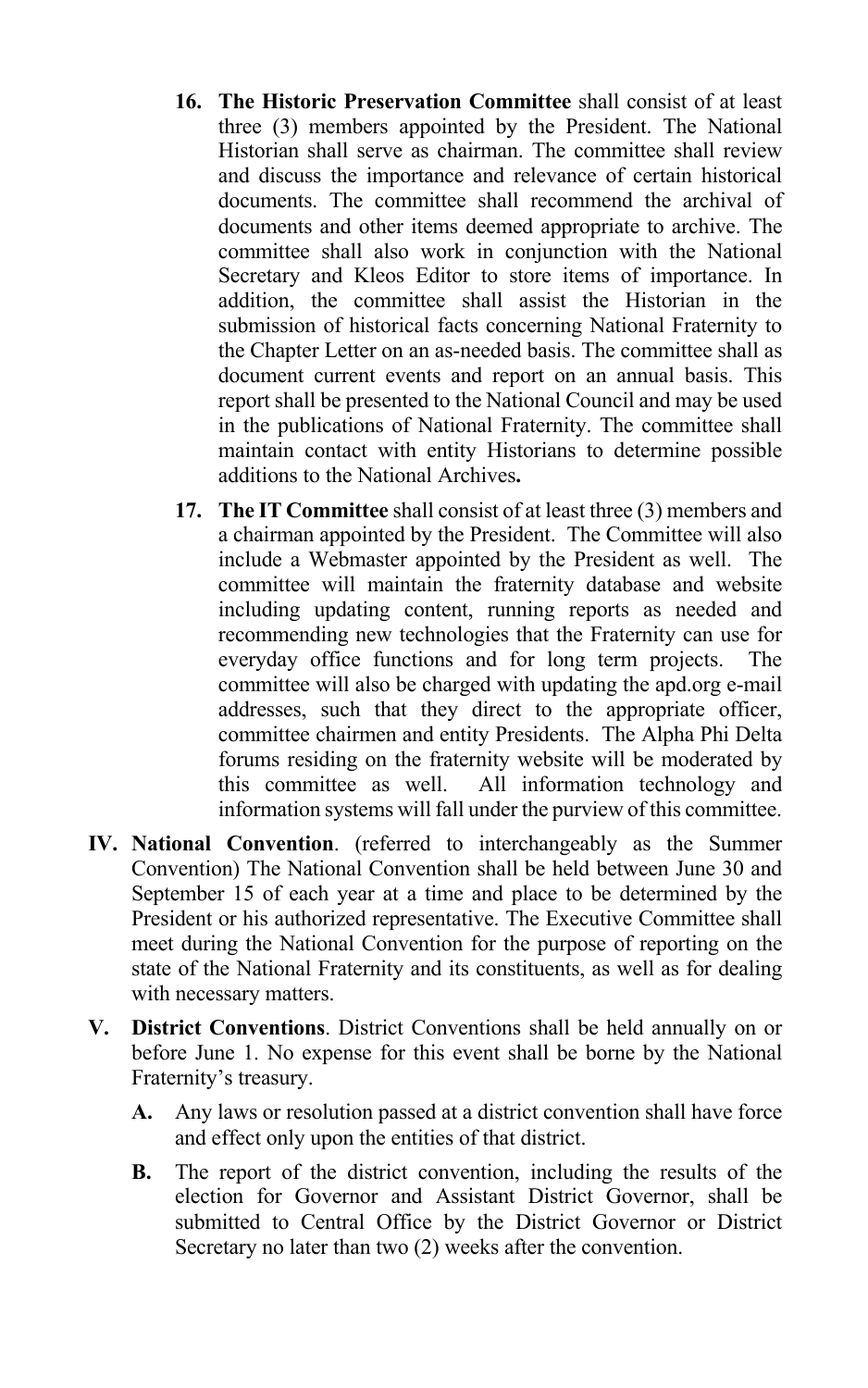16. **The Historic Preservation Committee** shall consist of at least three (3) members appointed by the President. The National Historian shall serve as chairman. The committee shall review and discuss the importance and relevance of certain historical documents. The committee shall recommend the archival of documents and other items deemed appropriate to archive. The committee shall also work in conjunction with the National Secretary and Kleos Editor to store items of importance. In addition, the committee shall assist the Historian in the submission of historical facts concerning National Fraternity to the Chapter Letter on an as-needed basis. The committee shall as document current events and report on an annual basis. This report shall be presented to the National Council and may be used in the publications of National Fraternity. The committee shall maintain contact with entity Historians to determine possible additions to the National Archives**.**

17. **The IT Committee** shall consist of at least three (3) members and a chairman appointed by the President. The Committee will also include a Webmaster appointed by the President as well. The committee will maintain the fraternity database and website including updating content, running reports as needed and recommending new technologies that the Fraternity can use for everyday office functions and for long term projects. The committee will also be charged with updating the apd.org e-mail addresses, such that they direct to the appropriate officer, committee chairmen and entity Presidents. The Alpha Phi Delta forums residing on the fraternity website will be moderated by this committee as well. All information technology and information systems will fall under the purview of this committee.

**IV. National Convention**. (referred to interchangeably as the Summer Convention) The National Convention shall be held between June 30 and September 15 of each year at a time and place to be determined by the President or his authorized representative. The Executive Committee shall meet during the National Convention for the purpose of reporting on the state of the National Fraternity and its constituents, as well as for dealing with necessary matters.

**V. District Conventions**. District Conventions shall be held annually on or before June 1. No expense for this event shall be borne by the National Fraternity's treasury.

**A.** Any laws or resolution passed at a district convention shall have force and effect only upon the entities of that district.

**B.** The report of the district convention, including the results of the election for Governor and Assistant District Governor, shall be submitted to Central Office by the District Governor or District Secretary no later than two (2) weeks after the convention.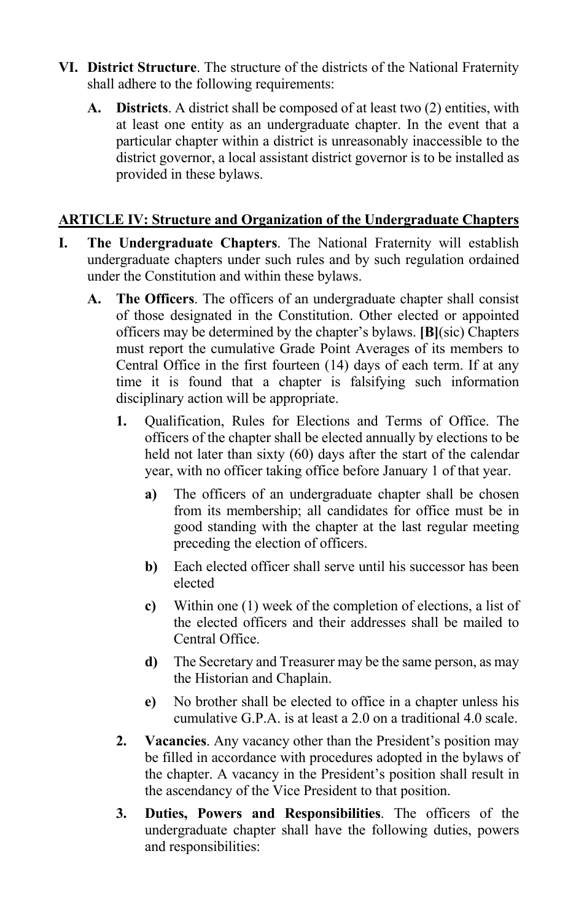**VI. District Structure**. The structure of the districts of the National Fraternity shall adhere to the following requirements:

**A. Districts**. A district shall be composed of at least two (2) entities, with at least one entity as an undergraduate chapter. In the event that a particular chapter within a district is unreasonably inaccessible to the district governor, a local assistant district governor is to be installed as provided in these bylaws.

## ARTICLE IV: Structure and Organization of the Undergraduate Chapters

**I. The Undergraduate Chapters**. The National Fraternity will establish undergraduate chapters under such rules and by such regulation ordained under the Constitution and within these bylaws.

**A. The Officers**. The officers of an undergraduate chapter shall consist of those designated in the Constitution. Other elected or appointed officers may be determined by the chapter's bylaws. **[B]**(sic) Chapters must report the cumulative Grade Point Averages of its members to Central Office in the first fourteen (14) days of each term. If at any time it is found that a chapter is falsifying such information disciplinary action will be appropriate.

**1.** Qualification, Rules for Elections and Terms of Office. The officers of the chapter shall be elected annually by elections to be held not later than sixty (60) days after the start of the calendar year, with no officer taking office before January 1 of that year.

**a)** The officers of an undergraduate chapter shall be chosen from its membership; all candidates for office must be in good standing with the chapter at the last regular meeting preceding the election of officers.

**b)** Each elected officer shall serve until his successor has been elected

**c)** Within one (1) week of the completion of elections, a list of the elected officers and their addresses shall be mailed to Central Office.

**d)** The Secretary and Treasurer may be the same person, as may the Historian and Chaplain.

**e)** No brother shall be elected to office in a chapter unless his cumulative G.P.A. is at least a 2.0 on a traditional 4.0 scale.

**2. Vacancies**. Any vacancy other than the President's position may be filled in accordance with procedures adopted in the bylaws of the chapter. A vacancy in the President's position shall result in the ascendancy of the Vice President to that position.

**3. Duties, Powers and Responsibilities**. The officers of the undergraduate chapter shall have the following duties, powers and responsibilities: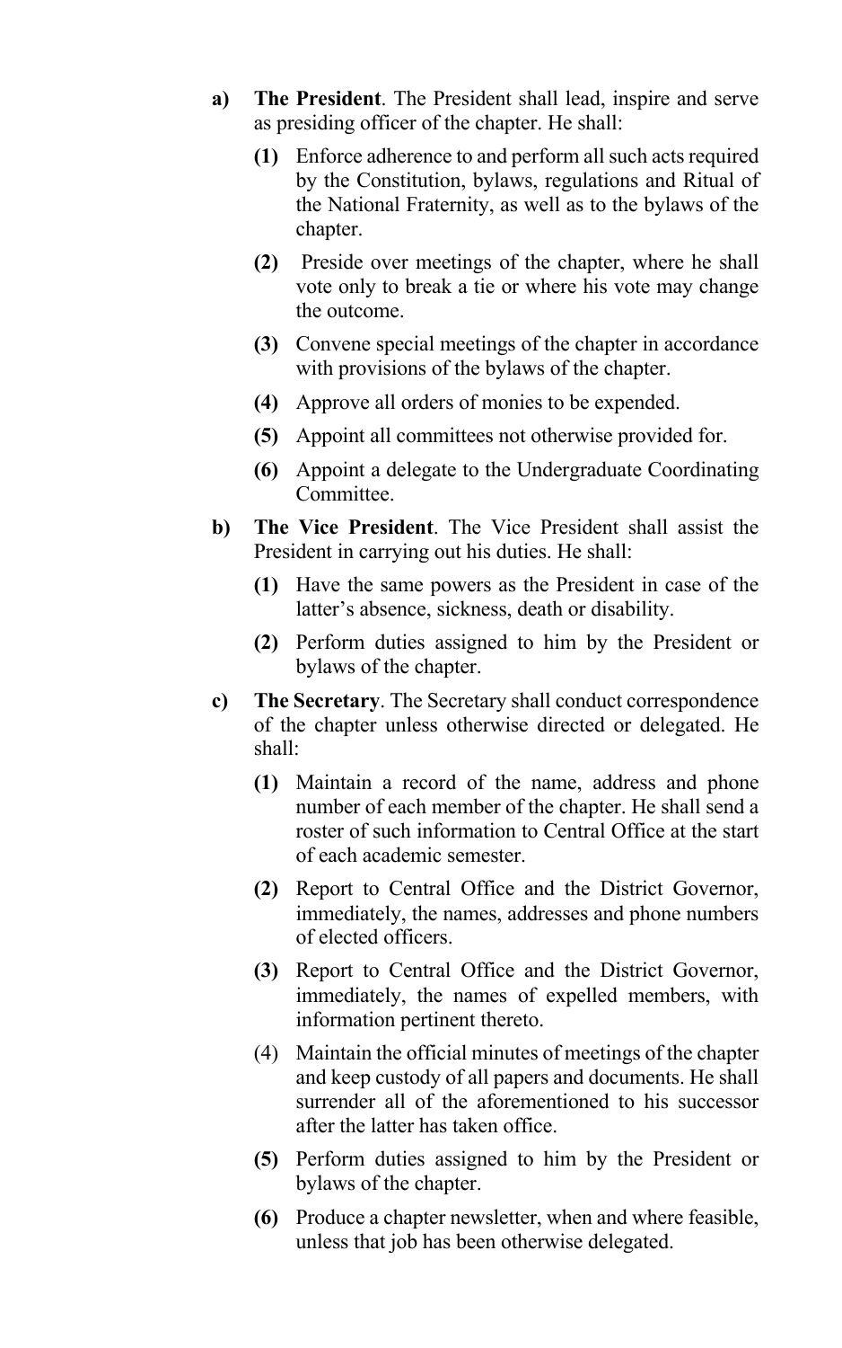**a) The President**. The President shall lead, inspire and serve as presiding officer of the chapter. He shall:

- **(1)** Enforce adherence to and perform all such acts required by the Constitution, bylaws, regulations and Ritual of the National Fraternity, as well as to the bylaws of the chapter.
- **(2)** Preside over meetings of the chapter, where he shall vote only to break a tie or where his vote may change the outcome.
- **(3)** Convene special meetings of the chapter in accordance with provisions of the bylaws of the chapter.
- **(4)** Approve all orders of monies to be expended.
- **(5)** Appoint all committees not otherwise provided for.
- **(6)** Appoint a delegate to the Undergraduate Coordinating Committee.

**b) The Vice President**. The Vice President shall assist the President in carrying out his duties. He shall:

- **(1)** Have the same powers as the President in case of the latter's absence, sickness, death or disability.
- **(2)** Perform duties assigned to him by the President or bylaws of the chapter.

**c) The Secretary**. The Secretary shall conduct correspondence of the chapter unless otherwise directed or delegated. He shall:

- **(1)** Maintain a record of the name, address and phone number of each member of the chapter. He shall send a roster of such information to Central Office at the start of each academic semester.
- **(2)** Report to Central Office and the District Governor, immediately, the names, addresses and phone numbers of elected officers.
- **(3)** Report to Central Office and the District Governor, immediately, the names of expelled members, with information pertinent thereto.
- (4) Maintain the official minutes of meetings of the chapter and keep custody of all papers and documents. He shall surrender all of the aforementioned to his successor after the latter has taken office.
- **(5)** Perform duties assigned to him by the President or bylaws of the chapter.
- **(6)** Produce a chapter newsletter, when and where feasible, unless that job has been otherwise delegated.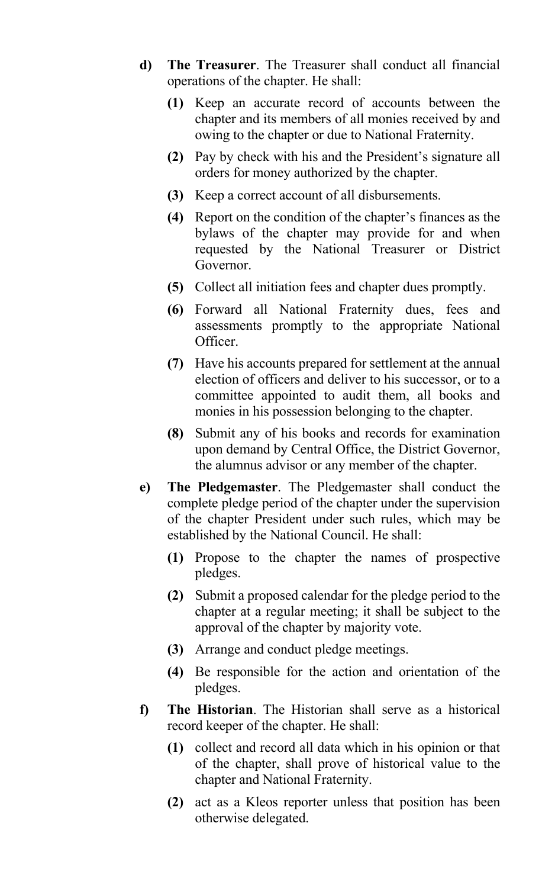**d) The Treasurer**. The Treasurer shall conduct all financial operations of the chapter. He shall:

- **(1)** Keep an accurate record of accounts between the chapter and its members of all monies received by and owing to the chapter or due to National Fraternity.
- **(2)** Pay by check with his and the President's signature all orders for money authorized by the chapter.
- **(3)** Keep a correct account of all disbursements.
- **(4)** Report on the condition of the chapter's finances as the bylaws of the chapter may provide for and when requested by the National Treasurer or District Governor.
- **(5)** Collect all initiation fees and chapter dues promptly.
- **(6)** Forward all National Fraternity dues, fees and assessments promptly to the appropriate National Officer.
- **(7)** Have his accounts prepared for settlement at the annual election of officers and deliver to his successor, or to a committee appointed to audit them, all books and monies in his possession belonging to the chapter.
- **(8)** Submit any of his books and records for examination upon demand by Central Office, the District Governor, the alumnus advisor or any member of the chapter.

**e) The Pledgemaster**. The Pledgemaster shall conduct the complete pledge period of the chapter under the supervision of the chapter President under such rules, which may be established by the National Council. He shall:

- **(1)** Propose to the chapter the names of prospective pledges.
- **(2)** Submit a proposed calendar for the pledge period to the chapter at a regular meeting; it shall be subject to the approval of the chapter by majority vote.
- **(3)** Arrange and conduct pledge meetings.
- **(4)** Be responsible for the action and orientation of the pledges.

**f) The Historian**. The Historian shall serve as a historical record keeper of the chapter. He shall:

- **(1)** collect and record all data which in his opinion or that of the chapter, shall prove of historical value to the chapter and National Fraternity.
- **(2)** act as a Kleos reporter unless that position has been otherwise delegated.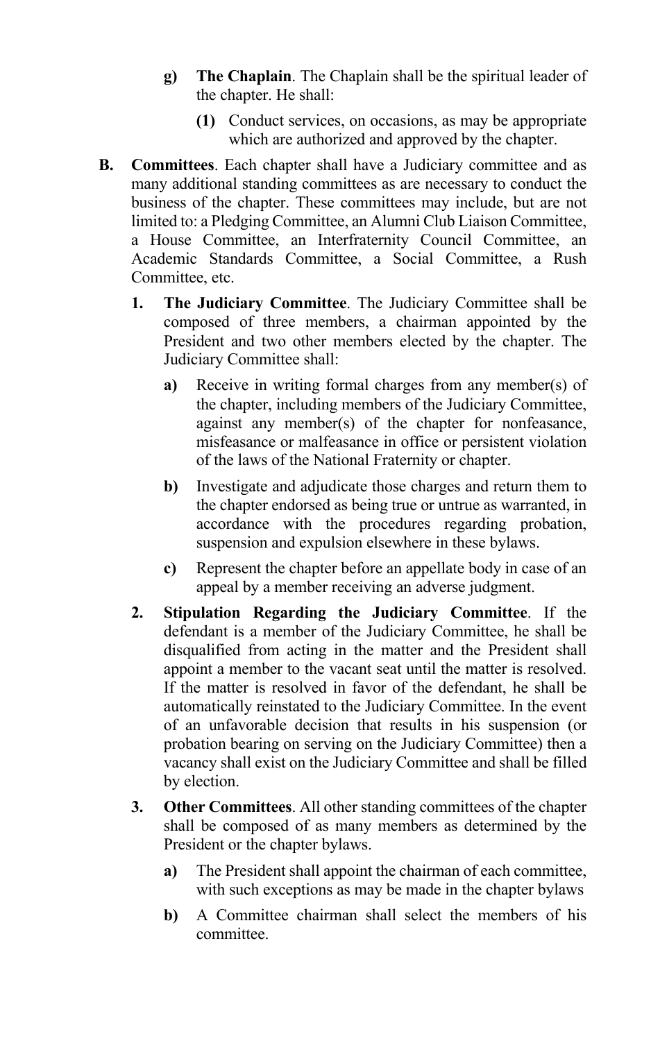- **g) The Chaplain**. The Chaplain shall be the spiritual leader of the chapter. He shall:
  - **(1)** Conduct services, on occasions, as may be appropriate which are authorized and approved by the chapter.

**B. Committees**. Each chapter shall have a Judiciary committee and as many additional standing committees as are necessary to conduct the business of the chapter. These committees may include, but are not limited to: a Pledging Committee, an Alumni Club Liaison Committee, a House Committee, an Interfraternity Council Committee, an Academic Standards Committee, a Social Committee, a Rush Committee, etc.

- **1. The Judiciary Committee**. The Judiciary Committee shall be composed of three members, a chairman appointed by the President and two other members elected by the chapter. The Judiciary Committee shall:
  - **a)** Receive in writing formal charges from any member(s) of the chapter, including members of the Judiciary Committee, against any member(s) of the chapter for nonfeasance, misfeasance or malfeasance in office or persistent violation of the laws of the National Fraternity or chapter.
  - **b)** Investigate and adjudicate those charges and return them to the chapter endorsed as being true or untrue as warranted, in accordance with the procedures regarding probation, suspension and expulsion elsewhere in these bylaws.
  - **c)** Represent the chapter before an appellate body in case of an appeal by a member receiving an adverse judgment.
- **2. Stipulation Regarding the Judiciary Committee**. If the defendant is a member of the Judiciary Committee, he shall be disqualified from acting in the matter and the President shall appoint a member to the vacant seat until the matter is resolved. If the matter is resolved in favor of the defendant, he shall be automatically reinstated to the Judiciary Committee. In the event of an unfavorable decision that results in his suspension (or probation bearing on serving on the Judiciary Committee) then a vacancy shall exist on the Judiciary Committee and shall be filled by election.
- **3. Other Committees**. All other standing committees of the chapter shall be composed of as many members as determined by the President or the chapter bylaws.
  - **a)** The President shall appoint the chairman of each committee, with such exceptions as may be made in the chapter bylaws
  - **b)** A Committee chairman shall select the members of his committee.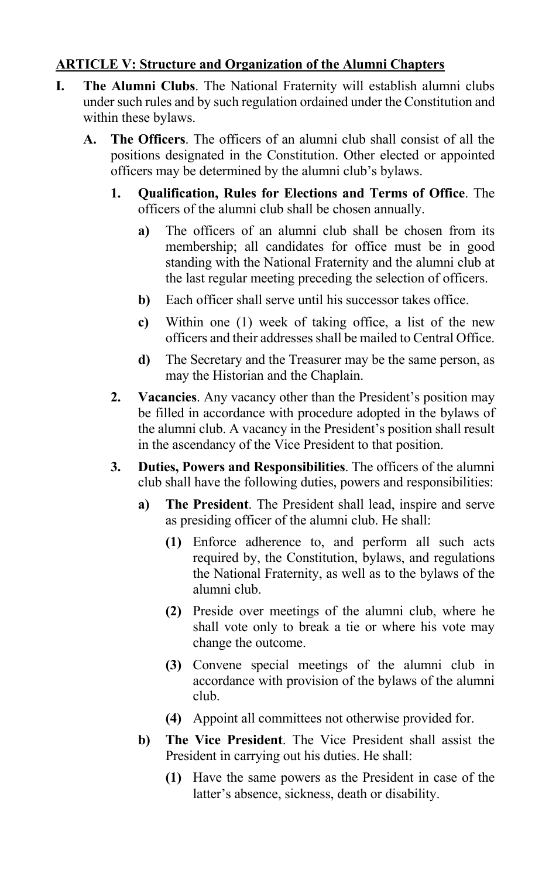**ARTICLE V: Structure and Organization of the Alumni Chapters**

**I. The Alumni Clubs**. The National Fraternity will establish alumni clubs under such rules and by such regulation ordained under the Constitution and within these bylaws.

**A. The Officers**. The officers of an alumni club shall consist of all the positions designated in the Constitution. Other elected or appointed officers may be determined by the alumni club's bylaws.

**1. Qualification, Rules for Elections and Terms of Office**. The officers of the alumni club shall be chosen annually.

**a)** The officers of an alumni club shall be chosen from its membership; all candidates for office must be in good standing with the National Fraternity and the alumni club at the last regular meeting preceding the selection of officers.

**b)** Each officer shall serve until his successor takes office.

**c)** Within one (1) week of taking office, a list of the new officers and their addresses shall be mailed to Central Office.

**d)** The Secretary and the Treasurer may be the same person, as may the Historian and the Chaplain.

**2. Vacancies**. Any vacancy other than the President's position may be filled in accordance with procedure adopted in the bylaws of the alumni club. A vacancy in the President's position shall result in the ascendancy of the Vice President to that position.

**3. Duties, Powers and Responsibilities**. The officers of the alumni club shall have the following duties, powers and responsibilities:

**a) The President**. The President shall lead, inspire and serve as presiding officer of the alumni club. He shall:

**(1)** Enforce adherence to, and perform all such acts required by, the Constitution, bylaws, and regulations the National Fraternity, as well as to the bylaws of the alumni club.

**(2)** Preside over meetings of the alumni club, where he shall vote only to break a tie or where his vote may change the outcome.

**(3)** Convene special meetings of the alumni club in accordance with provision of the bylaws of the alumni club.

**(4)** Appoint all committees not otherwise provided for.

**b) The Vice President**. The Vice President shall assist the President in carrying out his duties. He shall:

**(1)** Have the same powers as the President in case of the latter's absence, sickness, death or disability.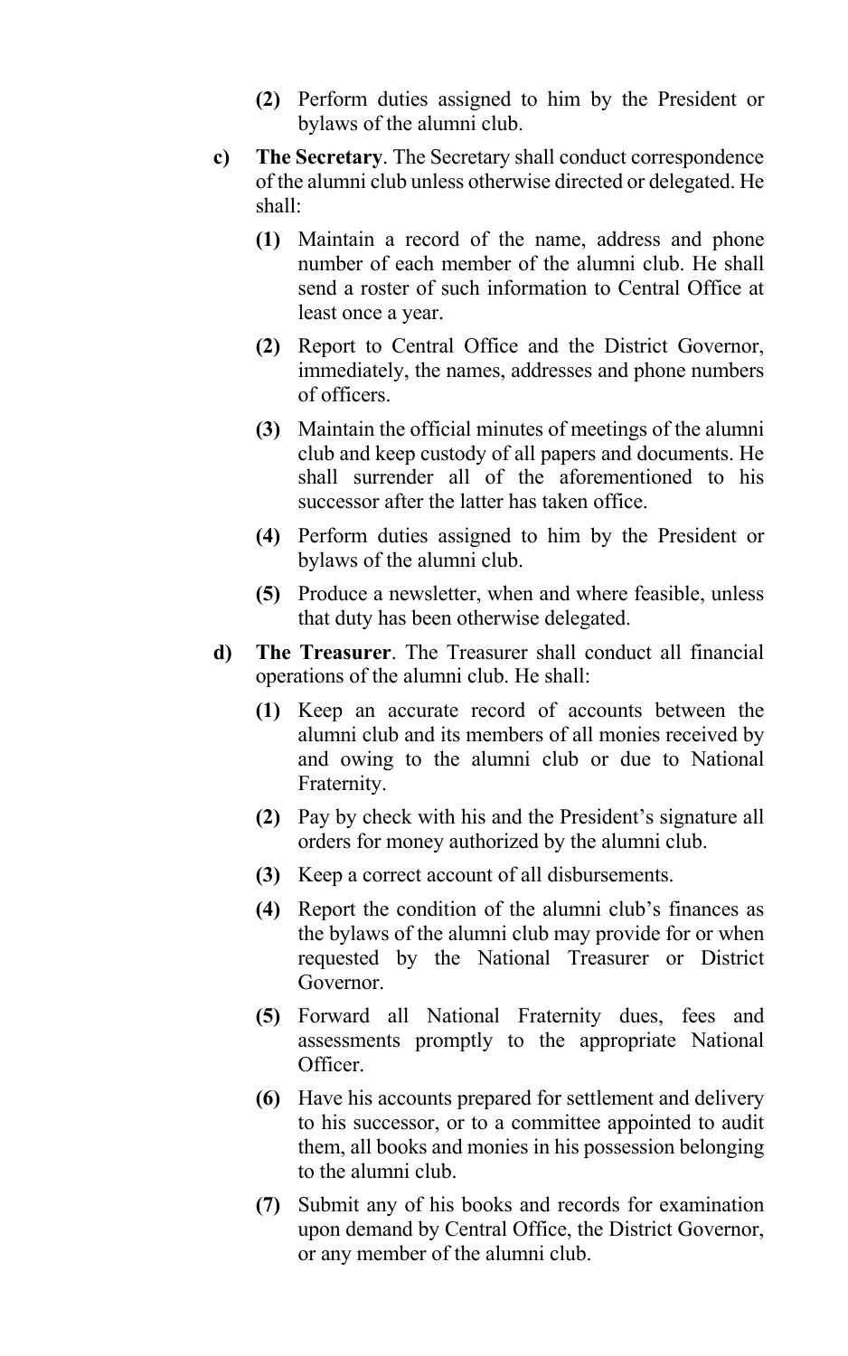**(2)** Perform duties assigned to him by the President or bylaws of the alumni club.

**c) The Secretary**. The Secretary shall conduct correspondence of the alumni club unless otherwise directed or delegated. He shall:

**(1)** Maintain a record of the name, address and phone number of each member of the alumni club. He shall send a roster of such information to Central Office at least once a year.

**(2)** Report to Central Office and the District Governor, immediately, the names, addresses and phone numbers of officers.

**(3)** Maintain the official minutes of meetings of the alumni club and keep custody of all papers and documents. He shall surrender all of the aforementioned to his successor after the latter has taken office.

**(4)** Perform duties assigned to him by the President or bylaws of the alumni club.

**(5)** Produce a newsletter, when and where feasible, unless that duty has been otherwise delegated.

**d) The Treasurer**. The Treasurer shall conduct all financial operations of the alumni club. He shall:

**(1)** Keep an accurate record of accounts between the alumni club and its members of all monies received by and owing to the alumni club or due to National Fraternity.

**(2)** Pay by check with his and the President's signature all orders for money authorized by the alumni club.

**(3)** Keep a correct account of all disbursements.

**(4)** Report the condition of the alumni club's finances as the bylaws of the alumni club may provide for or when requested by the National Treasurer or District Governor.

**(5)** Forward all National Fraternity dues, fees and assessments promptly to the appropriate National Officer.

**(6)** Have his accounts prepared for settlement and delivery to his successor, or to a committee appointed to audit them, all books and monies in his possession belonging to the alumni club.

**(7)** Submit any of his books and records for examination upon demand by Central Office, the District Governor, or any member of the alumni club.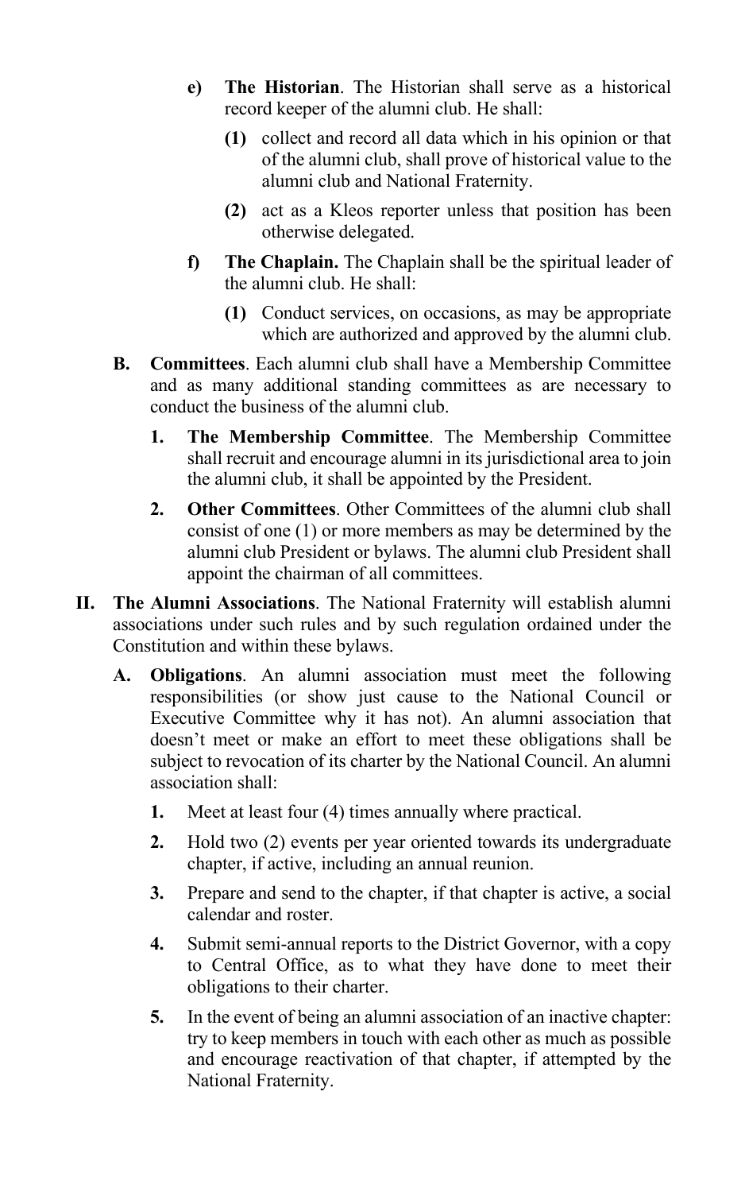- **e) The Historian**. The Historian shall serve as a historical record keeper of the alumni club. He shall:
  - **(1)** collect and record all data which in his opinion or that of the alumni club, shall prove of historical value to the alumni club and National Fraternity.
  - **(2)** act as a Kleos reporter unless that position has been otherwise delegated.
- **f) The Chaplain.** The Chaplain shall be the spiritual leader of the alumni club. He shall:
  - **(1)** Conduct services, on occasions, as may be appropriate which are authorized and approved by the alumni club.

**B. Committees**. Each alumni club shall have a Membership Committee and as many additional standing committees as are necessary to conduct the business of the alumni club.

1. **The Membership Committee**. The Membership Committee shall recruit and encourage alumni in its jurisdictional area to join the alumni club, it shall be appointed by the President.
2. **Other Committees**. Other Committees of the alumni club shall consist of one (1) or more members as may be determined by the alumni club President or bylaws. The alumni club President shall appoint the chairman of all committees.

**II. The Alumni Associations**. The National Fraternity will establish alumni associations under such rules and by such regulation ordained under the Constitution and within these bylaws.

**A. Obligations**. An alumni association must meet the following responsibilities (or show just cause to the National Council or Executive Committee why it has not). An alumni association that doesn't meet or make an effort to meet these obligations shall be subject to revocation of its charter by the National Council. An alumni association shall:

1. Meet at least four (4) times annually where practical.
2. Hold two (2) events per year oriented towards its undergraduate chapter, if active, including an annual reunion.
3. Prepare and send to the chapter, if that chapter is active, a social calendar and roster.
4. Submit semi-annual reports to the District Governor, with a copy to Central Office, as to what they have done to meet their obligations to their charter.
5. In the event of being an alumni association of an inactive chapter: try to keep members in touch with each other as much as possible and encourage reactivation of that chapter, if attempted by the National Fraternity.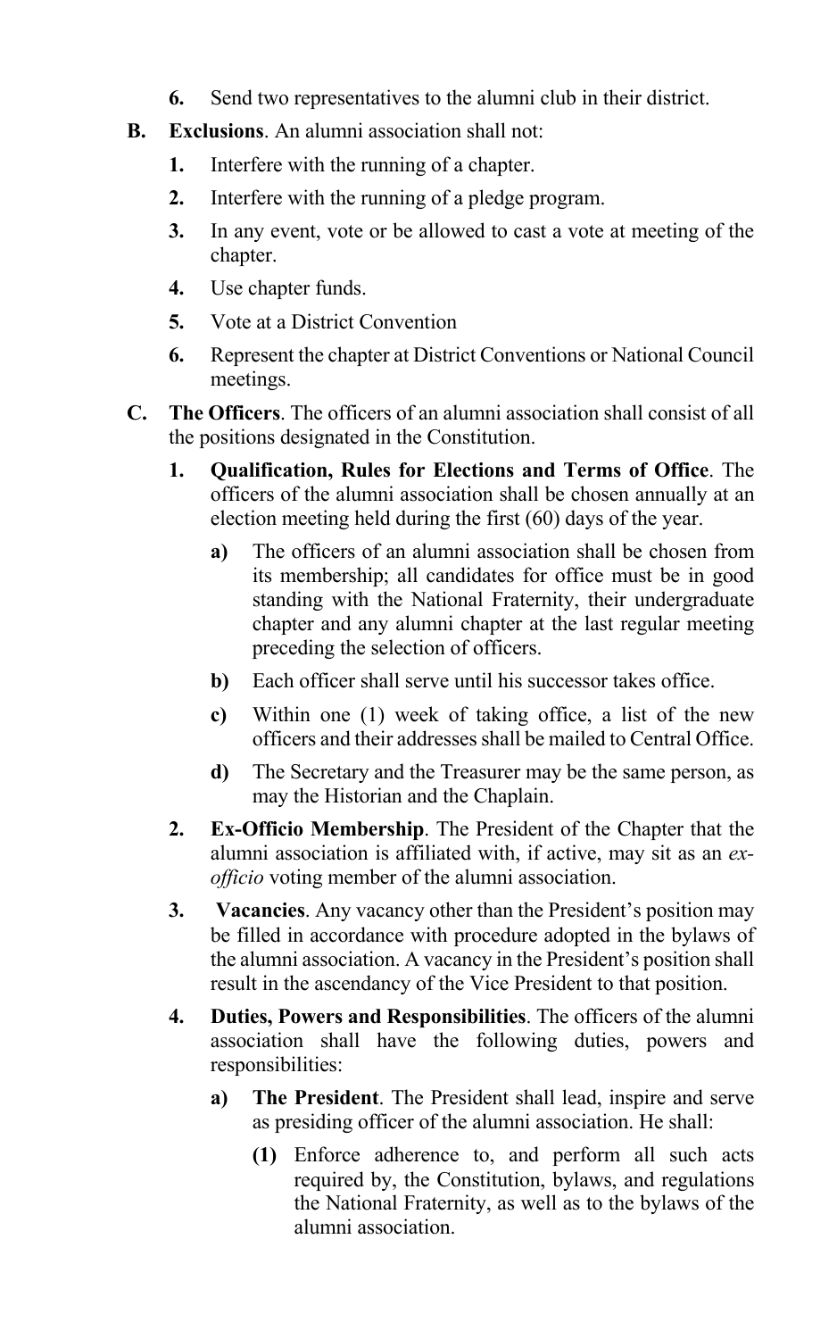6. Send two representatives to the alumni club in their district.

**B. Exclusions**. An alumni association shall not:

1. Interfere with the running of a chapter.
2. Interfere with the running of a pledge program.
3. In any event, vote or be allowed to cast a vote at meeting of the chapter.
4. Use chapter funds.
5. Vote at a District Convention
6. Represent the chapter at District Conventions or National Council meetings.

**C. The Officers**. The officers of an alumni association shall consist of all the positions designated in the Constitution.

1. **Qualification, Rules for Elections and Terms of Office**. The officers of the alumni association shall be chosen annually at an election meeting held during the first (60) days of the year.
   - **a)** The officers of an alumni association shall be chosen from its membership; all candidates for office must be in good standing with the National Fraternity, their undergraduate chapter and any alumni chapter at the last regular meeting preceding the selection of officers.
   - **b)** Each officer shall serve until his successor takes office.
   - **c)** Within one (1) week of taking office, a list of the new officers and their addresses shall be mailed to Central Office.
   - **d)** The Secretary and the Treasurer may be the same person, as may the Historian and the Chaplain.
2. **Ex-Officio Membership**. The President of the Chapter that the alumni association is affiliated with, if active, may sit as an *ex-officio* voting member of the alumni association.
3. **Vacancies**. Any vacancy other than the President's position may be filled in accordance with procedure adopted in the bylaws of the alumni association. A vacancy in the President's position shall result in the ascendancy of the Vice President to that position.
4. **Duties, Powers and Responsibilities**. The officers of the alumni association shall have the following duties, powers and responsibilities:
   - **a) The President**. The President shall lead, inspire and serve as presiding officer of the alumni association. He shall:
     - **(1)** Enforce adherence to, and perform all such acts required by, the Constitution, bylaws, and regulations the National Fraternity, as well as to the bylaws of the alumni association.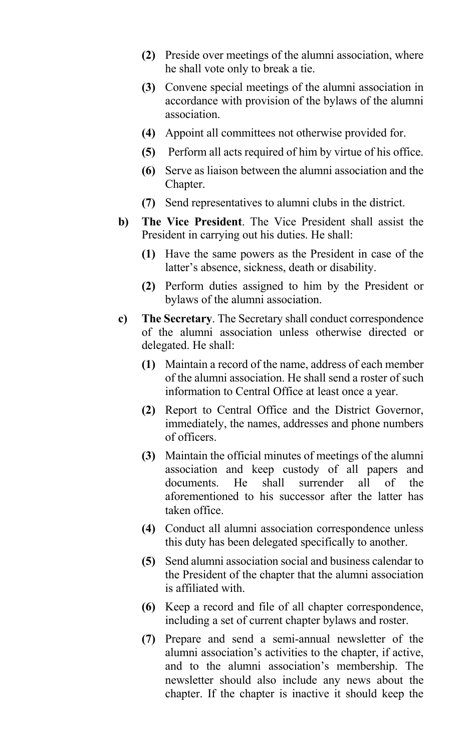- **(2)** Preside over meetings of the alumni association, where he shall vote only to break a tie.
- **(3)** Convene special meetings of the alumni association in accordance with provision of the bylaws of the alumni association.
- **(4)** Appoint all committees not otherwise provided for.
- **(5)** Perform all acts required of him by virtue of his office.
- **(6)** Serve as liaison between the alumni association and the Chapter.
- **(7)** Send representatives to alumni clubs in the district.

**b)** **The Vice President**. The Vice President shall assist the President in carrying out his duties. He shall:

- **(1)** Have the same powers as the President in case of the latter's absence, sickness, death or disability.
- **(2)** Perform duties assigned to him by the President or bylaws of the alumni association.

**c)** **The Secretary**. The Secretary shall conduct correspondence of the alumni association unless otherwise directed or delegated. He shall:

- **(1)** Maintain a record of the name, address of each member of the alumni association. He shall send a roster of such information to Central Office at least once a year.
- **(2)** Report to Central Office and the District Governor, immediately, the names, addresses and phone numbers of officers.
- **(3)** Maintain the official minutes of meetings of the alumni association and keep custody of all papers and documents. He shall surrender all of the aforementioned to his successor after the latter has taken office.
- **(4)** Conduct all alumni association correspondence unless this duty has been delegated specifically to another.
- **(5)** Send alumni association social and business calendar to the President of the chapter that the alumni association is affiliated with.
- **(6)** Keep a record and file of all chapter correspondence, including a set of current chapter bylaws and roster.
- **(7)** Prepare and send a semi-annual newsletter of the alumni association's activities to the chapter, if active, and to the alumni association's membership. The newsletter should also include any news about the chapter. If the chapter is inactive it should keep the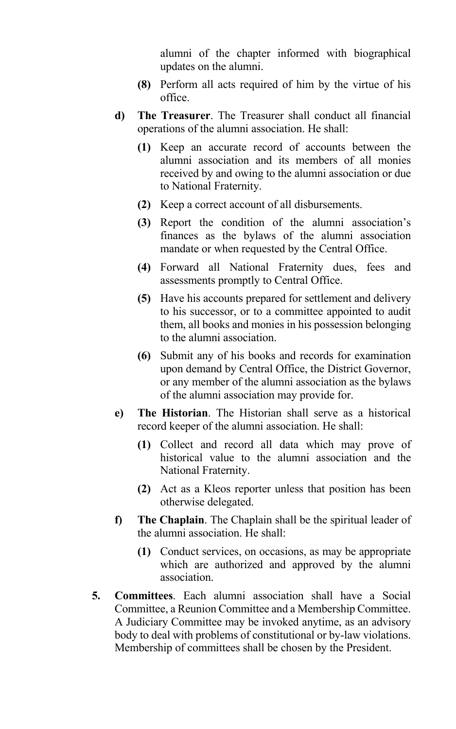alumni of the chapter informed with biographical updates on the alumni.

- **(8)** Perform all acts required of him by the virtue of his office.

**d) The Treasurer**. The Treasurer shall conduct all financial operations of the alumni association. He shall:

- **(1)** Keep an accurate record of accounts between the alumni association and its members of all monies received by and owing to the alumni association or due to National Fraternity.
- **(2)** Keep a correct account of all disbursements.
- **(3)** Report the condition of the alumni association's finances as the bylaws of the alumni association mandate or when requested by the Central Office.
- **(4)** Forward all National Fraternity dues, fees and assessments promptly to Central Office.
- **(5)** Have his accounts prepared for settlement and delivery to his successor, or to a committee appointed to audit them, all books and monies in his possession belonging to the alumni association.
- **(6)** Submit any of his books and records for examination upon demand by Central Office, the District Governor, or any member of the alumni association as the bylaws of the alumni association may provide for.

**e) The Historian**. The Historian shall serve as a historical record keeper of the alumni association. He shall:

- **(1)** Collect and record all data which may prove of historical value to the alumni association and the National Fraternity.
- **(2)** Act as a Kleos reporter unless that position has been otherwise delegated.

**f) The Chaplain**. The Chaplain shall be the spiritual leader of the alumni association. He shall:

- **(1)** Conduct services, on occasions, as may be appropriate which are authorized and approved by the alumni association.

**5. Committees**. Each alumni association shall have a Social Committee, a Reunion Committee and a Membership Committee. A Judiciary Committee may be invoked anytime, as an advisory body to deal with problems of constitutional or by-law violations. Membership of committees shall be chosen by the President.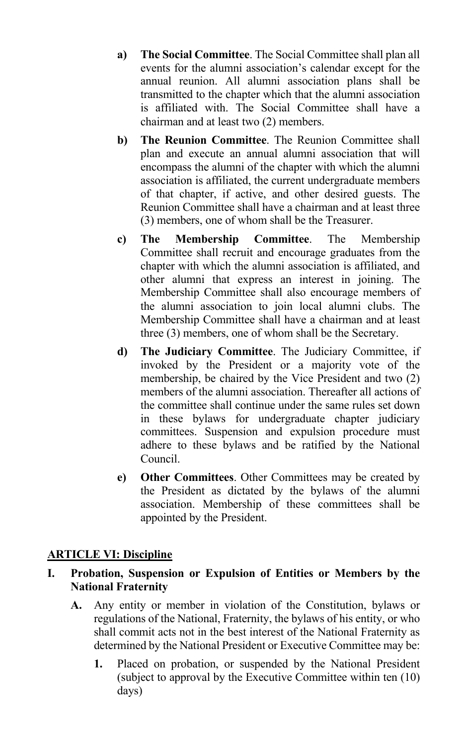a) **The Social Committee**. The Social Committee shall plan all events for the alumni association's calendar except for the annual reunion. All alumni association plans shall be transmitted to the chapter which that the alumni association is affiliated with. The Social Committee shall have a chairman and at least two (2) members.

b) **The Reunion Committee**. The Reunion Committee shall plan and execute an annual alumni association that will encompass the alumni of the chapter with which the alumni association is affiliated, the current undergraduate members of that chapter, if active, and other desired guests. The Reunion Committee shall have a chairman and at least three (3) members, one of whom shall be the Treasurer.

c) **The Membership Committee**. The Membership Committee shall recruit and encourage graduates from the chapter with which the alumni association is affiliated, and other alumni that express an interest in joining. The Membership Committee shall also encourage members of the alumni association to join local alumni clubs. The Membership Committee shall have a chairman and at least three (3) members, one of whom shall be the Secretary.

d) **The Judiciary Committee**. The Judiciary Committee, if invoked by the President or a majority vote of the membership, be chaired by the Vice President and two (2) members of the alumni association. Thereafter all actions of the committee shall continue under the same rules set down in these bylaws for undergraduate chapter judiciary committees. Suspension and expulsion procedure must adhere to these bylaws and be ratified by the National Council.

e) **Other Committees**. Other Committees may be created by the President as dictated by the bylaws of the alumni association. Membership of these committees shall be appointed by the President.

## ARTICLE VI: Discipline

### I. Probation, Suspension or Expulsion of Entities or Members by the National Fraternity

**A.** Any entity or member in violation of the Constitution, bylaws or regulations of the National, Fraternity, the bylaws of his entity, or who shall commit acts not in the best interest of the National Fraternity as determined by the National President or Executive Committee may be:

1. Placed on probation, or suspended by the National President (subject to approval by the Executive Committee within ten (10) days)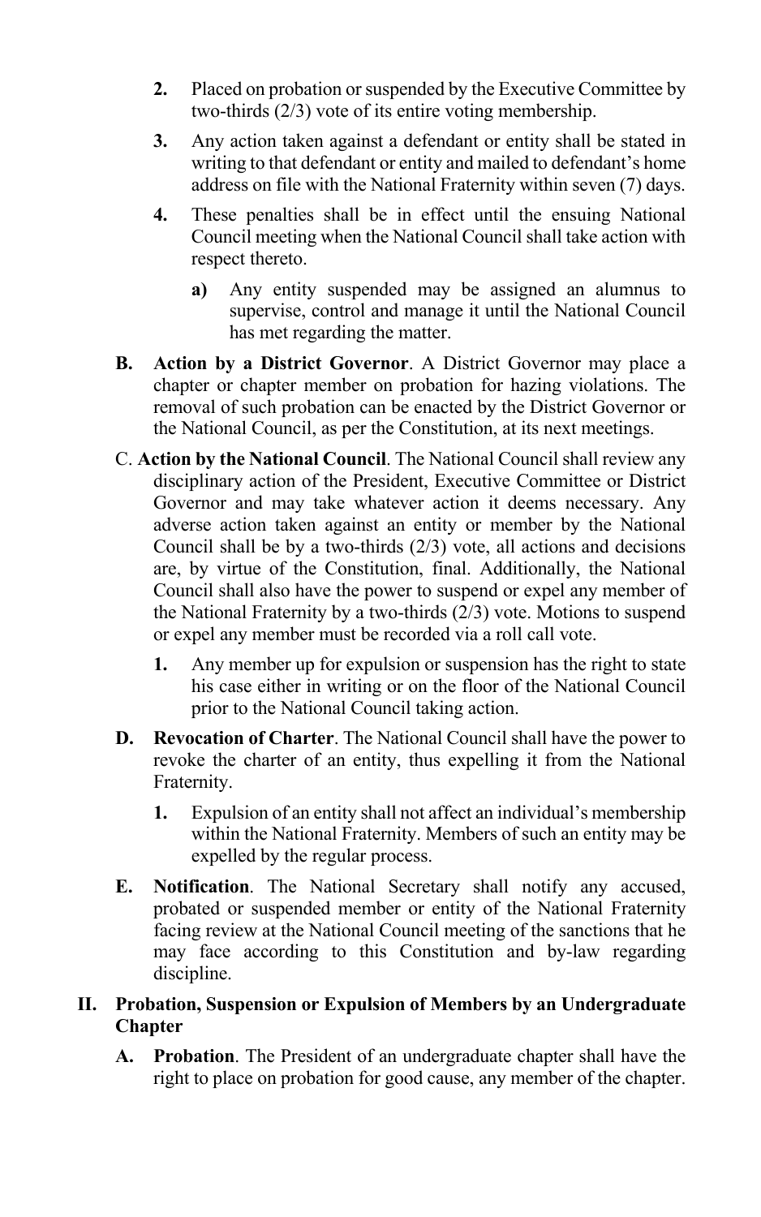2. Placed on probation or suspended by the Executive Committee by two-thirds (2/3) vote of its entire voting membership.

3. Any action taken against a defendant or entity shall be stated in writing to that defendant or entity and mailed to defendant's home address on file with the National Fraternity within seven (7) days.

4. These penalties shall be in effect until the ensuing National Council meeting when the National Council shall take action with respect thereto.

   a) Any entity suspended may be assigned an alumnus to supervise, control and manage it until the National Council has met regarding the matter.

**B. Action by a District Governor**. A District Governor may place a chapter or chapter member on probation for hazing violations. The removal of such probation can be enacted by the District Governor or the National Council, as per the Constitution, at its next meetings.

C. **Action by the National Council**. The National Council shall review any disciplinary action of the President, Executive Committee or District Governor and may take whatever action it deems necessary. Any adverse action taken against an entity or member by the National Council shall be by a two-thirds (2/3) vote, all actions and decisions are, by virtue of the Constitution, final. Additionally, the National Council shall also have the power to suspend or expel any member of the National Fraternity by a two-thirds (2/3) vote. Motions to suspend or expel any member must be recorded via a roll call vote.

1. Any member up for expulsion or suspension has the right to state his case either in writing or on the floor of the National Council prior to the National Council taking action.

**D. Revocation of Charter**. The National Council shall have the power to revoke the charter of an entity, thus expelling it from the National Fraternity.

1. Expulsion of an entity shall not affect an individual's membership within the National Fraternity. Members of such an entity may be expelled by the regular process.

**E. Notification**. The National Secretary shall notify any accused, probated or suspended member or entity of the National Fraternity facing review at the National Council meeting of the sanctions that he may face according to this Constitution and by-law regarding discipline.

## II. Probation, Suspension or Expulsion of Members by an Undergraduate Chapter

**A. Probation**. The President of an undergraduate chapter shall have the right to place on probation for good cause, any member of the chapter.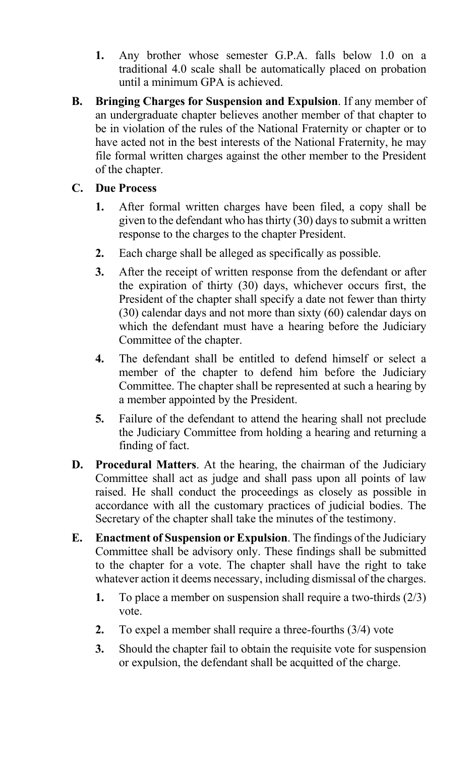1. Any brother whose semester G.P.A. falls below 1.0 on a traditional 4.0 scale shall be automatically placed on probation until a minimum GPA is achieved.

**B. Bringing Charges for Suspension and Expulsion**. If any member of an undergraduate chapter believes another member of that chapter to be in violation of the rules of the National Fraternity or chapter or to have acted not in the best interests of the National Fraternity, he may file formal written charges against the other member to the President of the chapter.

**C. Due Process**

1. After formal written charges have been filed, a copy shall be given to the defendant who has thirty (30) days to submit a written response to the charges to the chapter President.
2. Each charge shall be alleged as specifically as possible.
3. After the receipt of written response from the defendant or after the expiration of thirty (30) days, whichever occurs first, the President of the chapter shall specify a date not fewer than thirty (30) calendar days and not more than sixty (60) calendar days on which the defendant must have a hearing before the Judiciary Committee of the chapter.
4. The defendant shall be entitled to defend himself or select a member of the chapter to defend him before the Judiciary Committee. The chapter shall be represented at such a hearing by a member appointed by the President.
5. Failure of the defendant to attend the hearing shall not preclude the Judiciary Committee from holding a hearing and returning a finding of fact.

**D. Procedural Matters**. At the hearing, the chairman of the Judiciary Committee shall act as judge and shall pass upon all points of law raised. He shall conduct the proceedings as closely as possible in accordance with all the customary practices of judicial bodies. The Secretary of the chapter shall take the minutes of the testimony.

**E. Enactment of Suspension or Expulsion**. The findings of the Judiciary Committee shall be advisory only. These findings shall be submitted to the chapter for a vote. The chapter shall have the right to take whatever action it deems necessary, including dismissal of the charges.

1. To place a member on suspension shall require a two-thirds (2/3) vote.
2. To expel a member shall require a three-fourths (3/4) vote
3. Should the chapter fail to obtain the requisite vote for suspension or expulsion, the defendant shall be acquitted of the charge.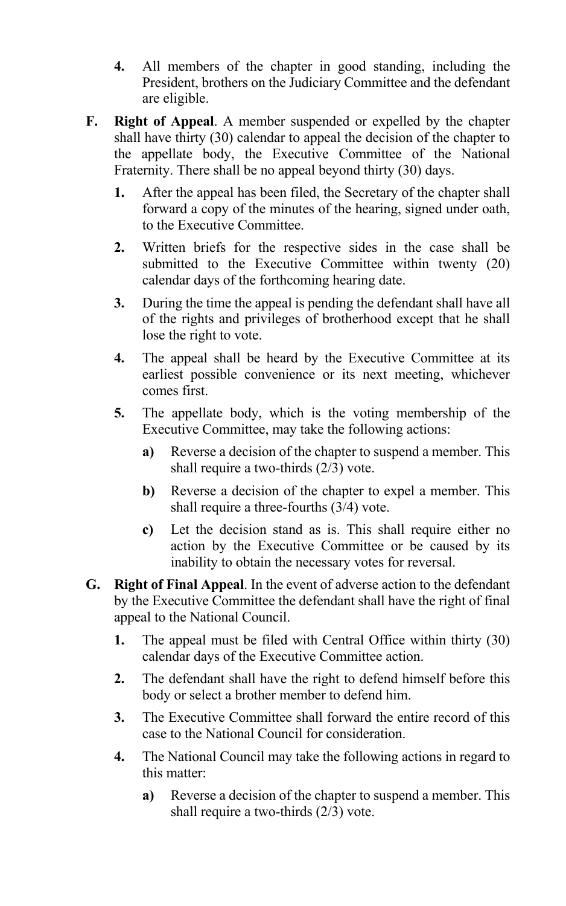4. All members of the chapter in good standing, including the President, brothers on the Judiciary Committee and the defendant are eligible.

**F. Right of Appeal**. A member suspended or expelled by the chapter shall have thirty (30) calendar to appeal the decision of the chapter to the appellate body, the Executive Committee of the National Fraternity. There shall be no appeal beyond thirty (30) days.

1. After the appeal has been filed, the Secretary of the chapter shall forward a copy of the minutes of the hearing, signed under oath, to the Executive Committee.
2. Written briefs for the respective sides in the case shall be submitted to the Executive Committee within twenty (20) calendar days of the forthcoming hearing date.
3. During the time the appeal is pending the defendant shall have all of the rights and privileges of brotherhood except that he shall lose the right to vote.
4. The appeal shall be heard by the Executive Committee at its earliest possible convenience or its next meeting, whichever comes first.
5. The appellate body, which is the voting membership of the Executive Committee, may take the following actions:
   - **a)** Reverse a decision of the chapter to suspend a member. This shall require a two-thirds (2/3) vote.
   - **b)** Reverse a decision of the chapter to expel a member. This shall require a three-fourths (3/4) vote.
   - **c)** Let the decision stand as is. This shall require either no action by the Executive Committee or be caused by its inability to obtain the necessary votes for reversal.

**G. Right of Final Appeal**. In the event of adverse action to the defendant by the Executive Committee the defendant shall have the right of final appeal to the National Council.

1. The appeal must be filed with Central Office within thirty (30) calendar days of the Executive Committee action.
2. The defendant shall have the right to defend himself before this body or select a brother member to defend him.
3. The Executive Committee shall forward the entire record of this case to the National Council for consideration.
4. The National Council may take the following actions in regard to this matter:
   - **a)** Reverse a decision of the chapter to suspend a member. This shall require a two-thirds (2/3) vote.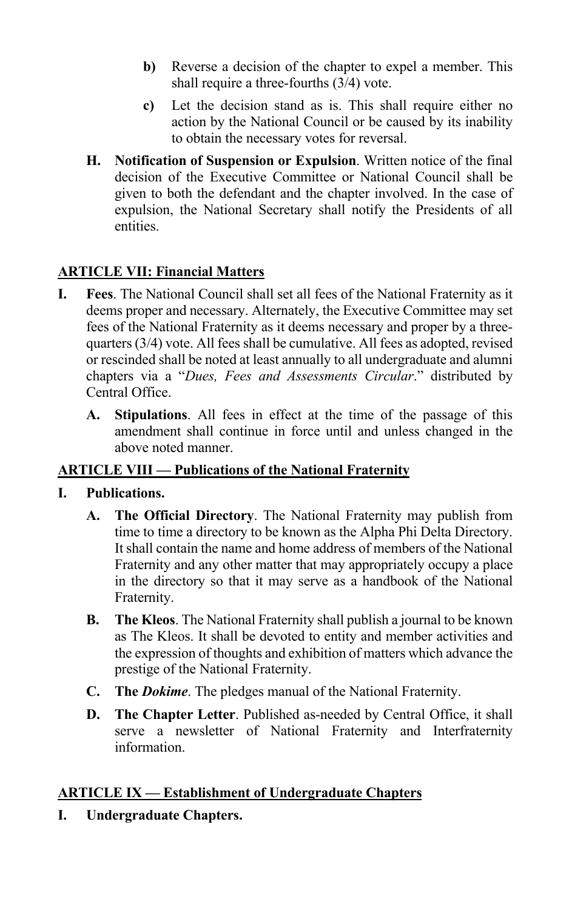b) Reverse a decision of the chapter to expel a member. This shall require a three-fourths (3/4) vote.

c) Let the decision stand as is. This shall require either no action by the National Council or be caused by its inability to obtain the necessary votes for reversal.

**H. Notification of Suspension or Expulsion**. Written notice of the final decision of the Executive Committee or National Council shall be given to both the defendant and the chapter involved. In the case of expulsion, the National Secretary shall notify the Presidents of all entities.

## ARTICLE VII: Financial Matters

**I. Fees**. The National Council shall set all fees of the National Fraternity as it deems proper and necessary. Alternately, the Executive Committee may set fees of the National Fraternity as it deems necessary and proper by a three-quarters (3/4) vote. All fees shall be cumulative. All fees as adopted, revised or rescinded shall be noted at least annually to all undergraduate and alumni chapters via a "*Dues, Fees and Assessments Circular*." distributed by Central Office.

**A. Stipulations**. All fees in effect at the time of the passage of this amendment shall continue in force until and unless changed in the above noted manner.

## ARTICLE VIII — Publications of the National Fraternity

**I. Publications.**

**A. The Official Directory**. The National Fraternity may publish from time to time a directory to be known as the Alpha Phi Delta Directory. It shall contain the name and home address of members of the National Fraternity and any other matter that may appropriately occupy a place in the directory so that it may serve as a handbook of the National Fraternity.

**B. The Kleos**. The National Fraternity shall publish a journal to be known as The Kleos. It shall be devoted to entity and member activities and the expression of thoughts and exhibition of matters which advance the prestige of the National Fraternity.

**C. The *Dokime***. The pledges manual of the National Fraternity.

**D. The Chapter Letter**. Published as-needed by Central Office, it shall serve a newsletter of National Fraternity and Interfraternity information.

## ARTICLE IX — Establishment of Undergraduate Chapters

**I. Undergraduate Chapters.**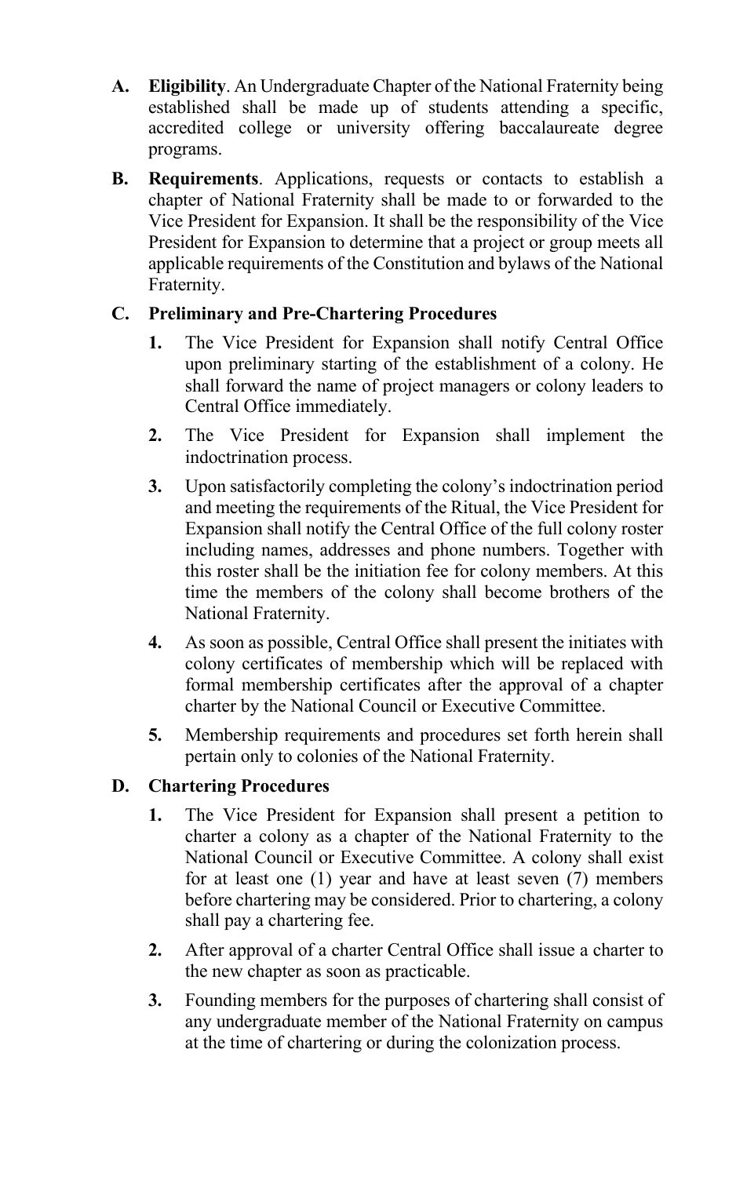**A. Eligibility**. An Undergraduate Chapter of the National Fraternity being established shall be made up of students attending a specific, accredited college or university offering baccalaureate degree programs.

**B. Requirements**. Applications, requests or contacts to establish a chapter of National Fraternity shall be made to or forwarded to the Vice President for Expansion. It shall be the responsibility of the Vice President for Expansion to determine that a project or group meets all applicable requirements of the Constitution and bylaws of the National Fraternity.

**C. Preliminary and Pre-Chartering Procedures**

1. The Vice President for Expansion shall notify Central Office upon preliminary starting of the establishment of a colony. He shall forward the name of project managers or colony leaders to Central Office immediately.
2. The Vice President for Expansion shall implement the indoctrination process.
3. Upon satisfactorily completing the colony's indoctrination period and meeting the requirements of the Ritual, the Vice President for Expansion shall notify the Central Office of the full colony roster including names, addresses and phone numbers. Together with this roster shall be the initiation fee for colony members. At this time the members of the colony shall become brothers of the National Fraternity.
4. As soon as possible, Central Office shall present the initiates with colony certificates of membership which will be replaced with formal membership certificates after the approval of a chapter charter by the National Council or Executive Committee.
5. Membership requirements and procedures set forth herein shall pertain only to colonies of the National Fraternity.

**D. Chartering Procedures**

1. The Vice President for Expansion shall present a petition to charter a colony as a chapter of the National Fraternity to the National Council or Executive Committee. A colony shall exist for at least one (1) year and have at least seven (7) members before chartering may be considered. Prior to chartering, a colony shall pay a chartering fee.
2. After approval of a charter Central Office shall issue a charter to the new chapter as soon as practicable.
3. Founding members for the purposes of chartering shall consist of any undergraduate member of the National Fraternity on campus at the time of chartering or during the colonization process.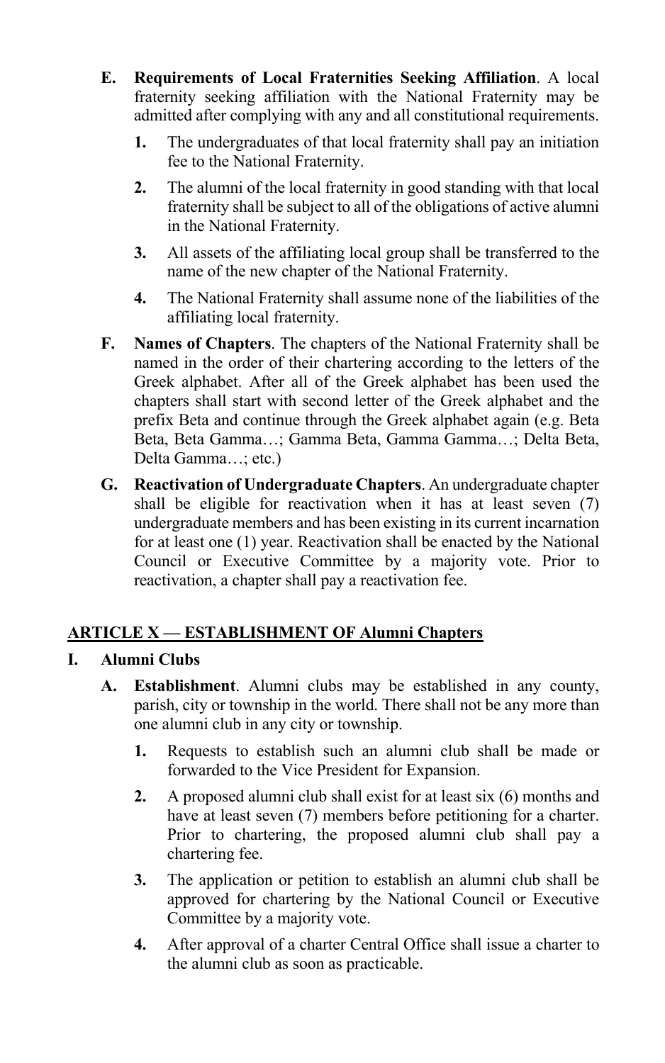**E. Requirements of Local Fraternities Seeking Affiliation**. A local fraternity seeking affiliation with the National Fraternity may be admitted after complying with any and all constitutional requirements.

1. The undergraduates of that local fraternity shall pay an initiation fee to the National Fraternity.
2. The alumni of the local fraternity in good standing with that local fraternity shall be subject to all of the obligations of active alumni in the National Fraternity.
3. All assets of the affiliating local group shall be transferred to the name of the new chapter of the National Fraternity.
4. The National Fraternity shall assume none of the liabilities of the affiliating local fraternity.

**F. Names of Chapters**. The chapters of the National Fraternity shall be named in the order of their chartering according to the letters of the Greek alphabet. After all of the Greek alphabet has been used the chapters shall start with second letter of the Greek alphabet and the prefix Beta and continue through the Greek alphabet again (e.g. Beta Beta, Beta Gamma…; Gamma Beta, Gamma Gamma…; Delta Beta, Delta Gamma…; etc.)

**G. Reactivation of Undergraduate Chapters**. An undergraduate chapter shall be eligible for reactivation when it has at least seven (7) undergraduate members and has been existing in its current incarnation for at least one (1) year. Reactivation shall be enacted by the National Council or Executive Committee by a majority vote. Prior to reactivation, a chapter shall pay a reactivation fee.

## ARTICLE X — ESTABLISHMENT OF Alumni Chapters

### I. Alumni Clubs

**A. Establishment**. Alumni clubs may be established in any county, parish, city or township in the world. There shall not be any more than one alumni club in any city or township.

1. Requests to establish such an alumni club shall be made or forwarded to the Vice President for Expansion.
2. A proposed alumni club shall exist for at least six (6) months and have at least seven (7) members before petitioning for a charter. Prior to chartering, the proposed alumni club shall pay a chartering fee.
3. The application or petition to establish an alumni club shall be approved for chartering by the National Council or Executive Committee by a majority vote.
4. After approval of a charter Central Office shall issue a charter to the alumni club as soon as practicable.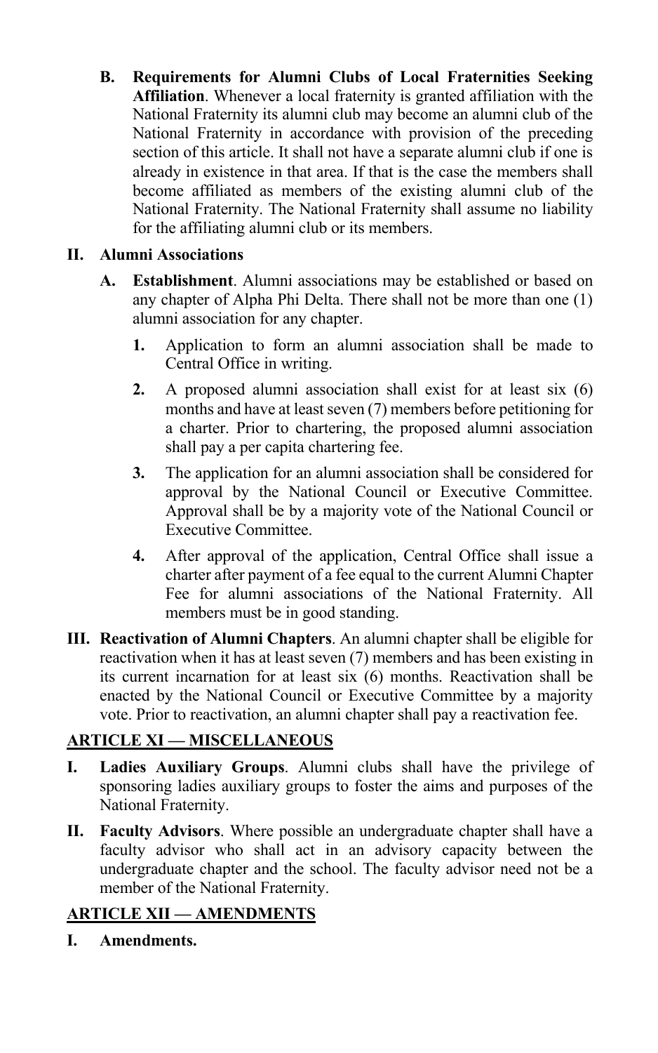**B. Requirements for Alumni Clubs of Local Fraternities Seeking Affiliation**. Whenever a local fraternity is granted affiliation with the National Fraternity its alumni club may become an alumni club of the National Fraternity in accordance with provision of the preceding section of this article. It shall not have a separate alumni club if one is already in existence in that area. If that is the case the members shall become affiliated as members of the existing alumni club of the National Fraternity. The National Fraternity shall assume no liability for the affiliating alumni club or its members.

**II. Alumni Associations**

**A. Establishment**. Alumni associations may be established or based on any chapter of Alpha Phi Delta. There shall not be more than one (1) alumni association for any chapter.

1. Application to form an alumni association shall be made to Central Office in writing.

2. A proposed alumni association shall exist for at least six (6) months and have at least seven (7) members before petitioning for a charter. Prior to chartering, the proposed alumni association shall pay a per capita chartering fee.

3. The application for an alumni association shall be considered for approval by the National Council or Executive Committee. Approval shall be by a majority vote of the National Council or Executive Committee.

4. After approval of the application, Central Office shall issue a charter after payment of a fee equal to the current Alumni Chapter Fee for alumni associations of the National Fraternity. All members must be in good standing.

**III. Reactivation of Alumni Chapters**. An alumni chapter shall be eligible for reactivation when it has at least seven (7) members and has been existing in its current incarnation for at least six (6) months. Reactivation shall be enacted by the National Council or Executive Committee by a majority vote. Prior to reactivation, an alumni chapter shall pay a reactivation fee.

## ARTICLE XI — MISCELLANEOUS

**I. Ladies Auxiliary Groups**. Alumni clubs shall have the privilege of sponsoring ladies auxiliary groups to foster the aims and purposes of the National Fraternity.

**II. Faculty Advisors**. Where possible an undergraduate chapter shall have a faculty advisor who shall act in an advisory capacity between the undergraduate chapter and the school. The faculty advisor need not be a member of the National Fraternity.

## ARTICLE XII — AMENDMENTS

**I. Amendments.**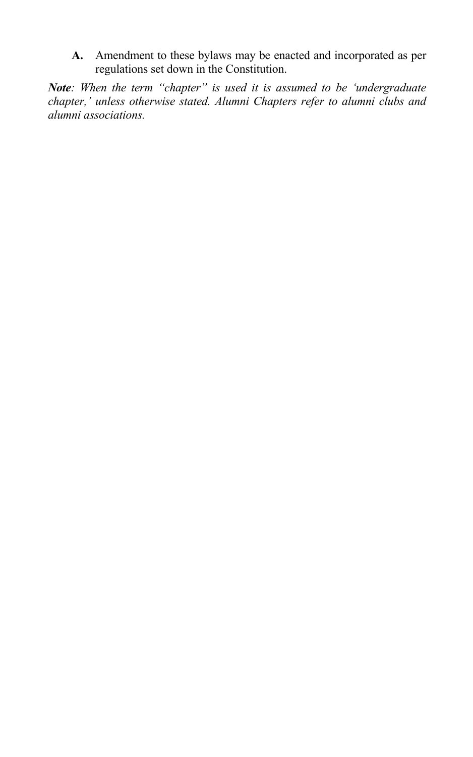A. Amendment to these bylaws may be enacted and incorporated as per regulations set down in the Constitution.

***Note**: When the term "chapter" is used it is assumed to be 'undergraduate chapter,' unless otherwise stated. Alumni Chapters refer to alumni clubs and alumni associations.*